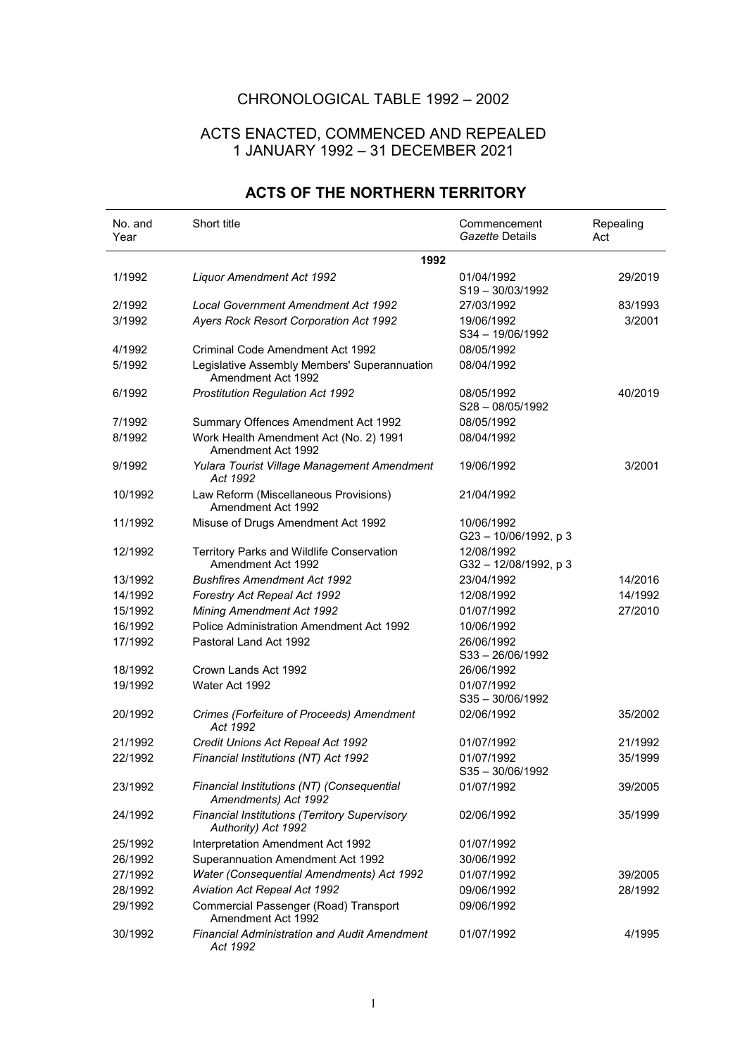# CHRONOLOGICAL TABLE 1992 – 2002

## ACTS ENACTED, COMMENCED AND REPEALED 1 JANUARY 1992 – 31 DECEMBER 2021

## ACTS OF THE NORTHERN TERRITORY

| No. and Year | Short title | Commencement *Gazette* Details | Repealing Act |
|---|---|---|---|
| | **1992** | | |
| 1/1992 | *Liquor Amendment Act 1992* | 01/04/1992<br>S19 – 30/03/1992 | 29/2019 |
| 2/1992 | *Local Government Amendment Act 1992* | 27/03/1992 | 83/1993 |
| 3/1992 | *Ayers Rock Resort Corporation Act 1992* | 19/06/1992<br>S34 – 19/06/1992 | 3/2001 |
| 4/1992 | Criminal Code Amendment Act 1992 | 08/05/1992 | |
| 5/1992 | Legislative Assembly Members' Superannuation Amendment Act 1992 | 08/04/1992 | |
| 6/1992 | *Prostitution Regulation Act 1992* | 08/05/1992<br>S28 – 08/05/1992 | 40/2019 |
| 7/1992 | Summary Offences Amendment Act 1992 | 08/05/1992 | |
| 8/1992 | Work Health Amendment Act (No. 2) 1991 Amendment Act 1992 | 08/04/1992 | |
| 9/1992 | *Yulara Tourist Village Management Amendment Act 1992* | 19/06/1992 | 3/2001 |
| 10/1992 | Law Reform (Miscellaneous Provisions) Amendment Act 1992 | 21/04/1992 | |
| 11/1992 | Misuse of Drugs Amendment Act 1992 | 10/06/1992<br>G23 – 10/06/1992, p 3 | |
| 12/1992 | Territory Parks and Wildlife Conservation Amendment Act 1992 | 12/08/1992<br>G32 – 12/08/1992, p 3 | |
| 13/1992 | *Bushfires Amendment Act 1992* | 23/04/1992 | 14/2016 |
| 14/1992 | *Forestry Act Repeal Act 1992* | 12/08/1992 | 14/1992 |
| 15/1992 | *Mining Amendment Act 1992* | 01/07/1992 | 27/2010 |
| 16/1992 | Police Administration Amendment Act 1992 | 10/06/1992 | |
| 17/1992 | Pastoral Land Act 1992 | 26/06/1992<br>S33 – 26/06/1992 | |
| 18/1992 | Crown Lands Act 1992 | 26/06/1992 | |
| 19/1992 | Water Act 1992 | 01/07/1992<br>S35 – 30/06/1992 | |
| 20/1992 | *Crimes (Forfeiture of Proceeds) Amendment Act 1992* | 02/06/1992 | 35/2002 |
| 21/1992 | *Credit Unions Act Repeal Act 1992* | 01/07/1992 | 21/1992 |
| 22/1992 | *Financial Institutions (NT) Act 1992* | 01/07/1992<br>S35 – 30/06/1992 | 35/1999 |
| 23/1992 | *Financial Institutions (NT) (Consequential Amendments) Act 1992* | 01/07/1992 | 39/2005 |
| 24/1992 | *Financial Institutions (Territory Supervisory Authority) Act 1992* | 02/06/1992 | 35/1999 |
| 25/1992 | Interpretation Amendment Act 1992 | 01/07/1992 | |
| 26/1992 | Superannuation Amendment Act 1992 | 30/06/1992 | |
| 27/1992 | *Water (Consequential Amendments) Act 1992* | 01/07/1992 | 39/2005 |
| 28/1992 | *Aviation Act Repeal Act 1992* | 09/06/1992 | 28/1992 |
| 29/1992 | Commercial Passenger (Road) Transport Amendment Act 1992 | 09/06/1992 | |
| 30/1992 | *Financial Administration and Audit Amendment Act 1992* | 01/07/1992 | 4/1995 |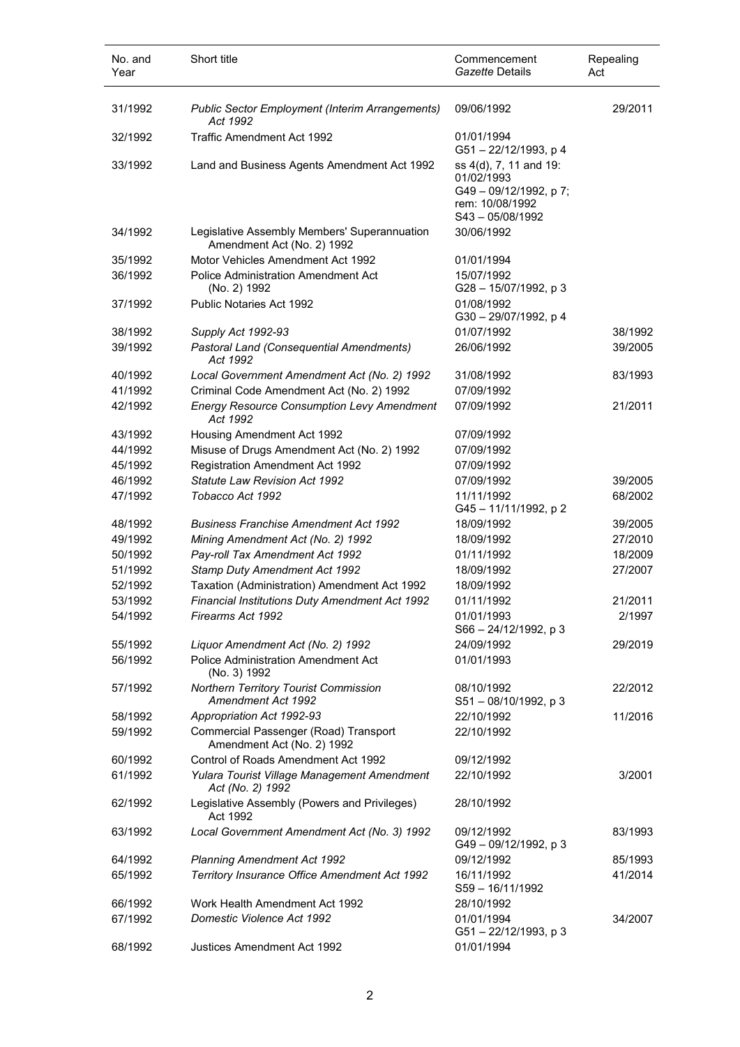| No. and Year | Short title | Commencement *Gazette* Details | Repealing Act |
|---|---|---|---|
| 31/1992 | *Public Sector Employment (Interim Arrangements) Act 1992* | 09/06/1992 | 29/2011 |
| 32/1992 | Traffic Amendment Act 1992 | 01/01/1994 G51 – 22/12/1993, p 4 | |
| 33/1992 | Land and Business Agents Amendment Act 1992 | ss 4(d), 7, 11 and 19: 01/02/1993 G49 – 09/12/1992, p 7; rem: 10/08/1992 S43 – 05/08/1992 | |
| 34/1992 | Legislative Assembly Members' Superannuation Amendment Act (No. 2) 1992 | 30/06/1992 | |
| 35/1992 | Motor Vehicles Amendment Act 1992 | 01/01/1994 | |
| 36/1992 | Police Administration Amendment Act (No. 2) 1992 | 15/07/1992 G28 – 15/07/1992, p 3 | |
| 37/1992 | Public Notaries Act 1992 | 01/08/1992 G30 – 29/07/1992, p 4 | |
| 38/1992 | *Supply Act 1992-93* | 01/07/1992 | 38/1992 |
| 39/1992 | *Pastoral Land (Consequential Amendments) Act 1992* | 26/06/1992 | 39/2005 |
| 40/1992 | *Local Government Amendment Act (No. 2) 1992* | 31/08/1992 | 83/1993 |
| 41/1992 | Criminal Code Amendment Act (No. 2) 1992 | 07/09/1992 | |
| 42/1992 | *Energy Resource Consumption Levy Amendment Act 1992* | 07/09/1992 | 21/2011 |
| 43/1992 | Housing Amendment Act 1992 | 07/09/1992 | |
| 44/1992 | Misuse of Drugs Amendment Act (No. 2) 1992 | 07/09/1992 | |
| 45/1992 | Registration Amendment Act 1992 | 07/09/1992 | |
| 46/1992 | *Statute Law Revision Act 1992* | 07/09/1992 | 39/2005 |
| 47/1992 | *Tobacco Act 1992* | 11/11/1992 G45 – 11/11/1992, p 2 | 68/2002 |
| 48/1992 | *Business Franchise Amendment Act 1992* | 18/09/1992 | 39/2005 |
| 49/1992 | *Mining Amendment Act (No. 2) 1992* | 18/09/1992 | 27/2010 |
| 50/1992 | *Pay-roll Tax Amendment Act 1992* | 01/11/1992 | 18/2009 |
| 51/1992 | *Stamp Duty Amendment Act 1992* | 18/09/1992 | 27/2007 |
| 52/1992 | Taxation (Administration) Amendment Act 1992 | 18/09/1992 | |
| 53/1992 | *Financial Institutions Duty Amendment Act 1992* | 01/11/1992 | 21/2011 |
| 54/1992 | *Firearms Act 1992* | 01/01/1993 S66 – 24/12/1992, p 3 | 2/1997 |
| 55/1992 | *Liquor Amendment Act (No. 2) 1992* | 24/09/1992 | 29/2019 |
| 56/1992 | Police Administration Amendment Act (No. 3) 1992 | 01/01/1993 | |
| 57/1992 | *Northern Territory Tourist Commission Amendment Act 1992* | 08/10/1992 S51 – 08/10/1992, p 3 | 22/2012 |
| 58/1992 | *Appropriation Act 1992-93* | 22/10/1992 | 11/2016 |
| 59/1992 | Commercial Passenger (Road) Transport Amendment Act (No. 2) 1992 | 22/10/1992 | |
| 60/1992 | Control of Roads Amendment Act 1992 | 09/12/1992 | |
| 61/1992 | *Yulara Tourist Village Management Amendment Act (No. 2) 1992* | 22/10/1992 | 3/2001 |
| 62/1992 | Legislative Assembly (Powers and Privileges) Act 1992 | 28/10/1992 | |
| 63/1992 | *Local Government Amendment Act (No. 3) 1992* | 09/12/1992 G49 – 09/12/1992, p 3 | 83/1993 |
| 64/1992 | *Planning Amendment Act 1992* | 09/12/1992 | 85/1993 |
| 65/1992 | *Territory Insurance Office Amendment Act 1992* | 16/11/1992 S59 – 16/11/1992 | 41/2014 |
| 66/1992 | Work Health Amendment Act 1992 | 28/10/1992 | |
| 67/1992 | *Domestic Violence Act 1992* | 01/01/1994 G51 – 22/12/1993, p 3 | 34/2007 |
| 68/1992 | Justices Amendment Act 1992 | 01/01/1994 | |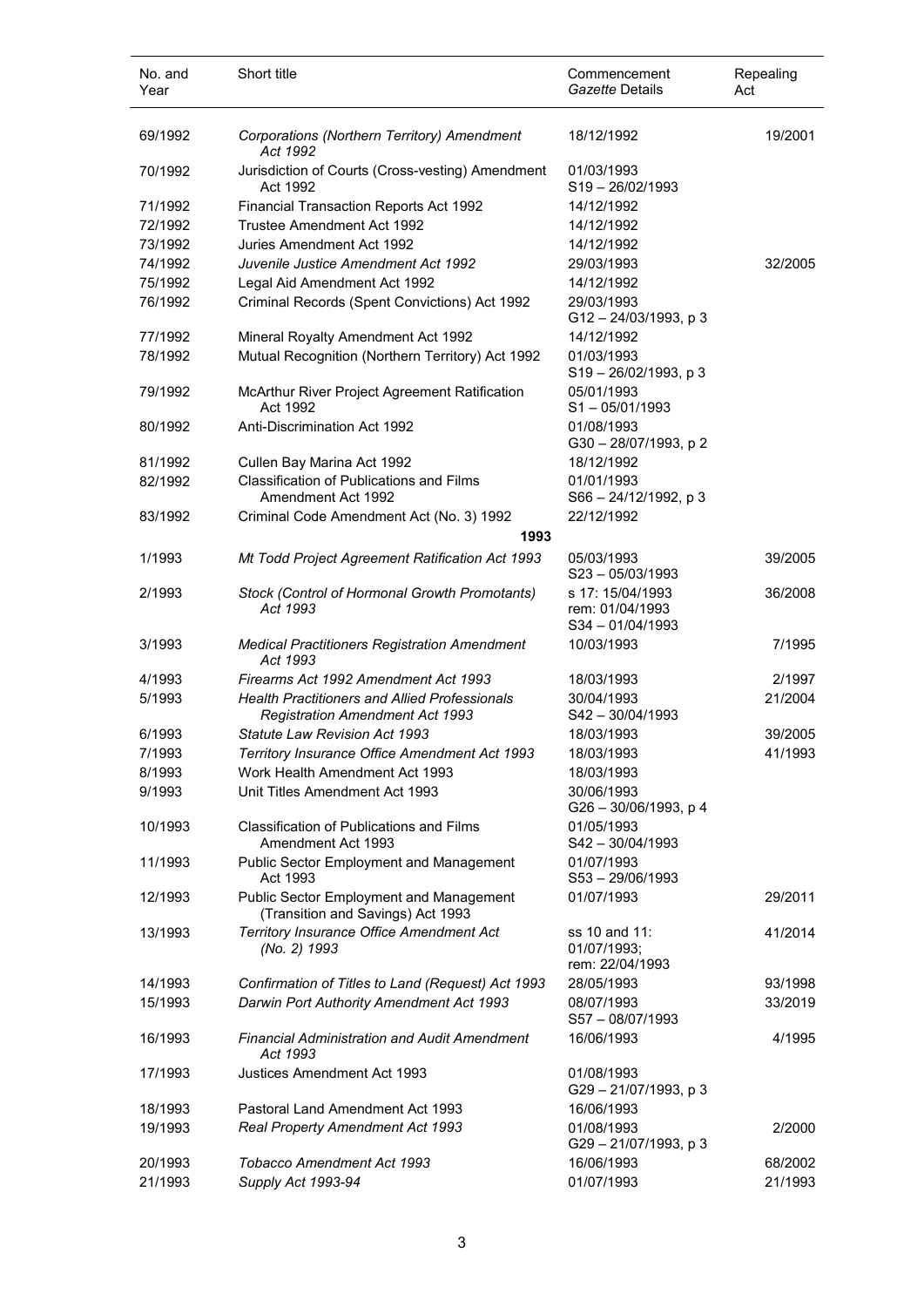| No. and Year | Short title | Commencement *Gazette* Details | Repealing Act |
|---|---|---|---|
| 69/1992 | *Corporations (Northern Territory) Amendment Act 1992* | 18/12/1992 | 19/2001 |
| 70/1992 | Jurisdiction of Courts (Cross-vesting) Amendment Act 1992 | 01/03/1993 S19 – 26/02/1993 | |
| 71/1992 | Financial Transaction Reports Act 1992 | 14/12/1992 | |
| 72/1992 | Trustee Amendment Act 1992 | 14/12/1992 | |
| 73/1992 | Juries Amendment Act 1992 | 14/12/1992 | |
| 74/1992 | *Juvenile Justice Amendment Act 1992* | 29/03/1993 | 32/2005 |
| 75/1992 | Legal Aid Amendment Act 1992 | 14/12/1992 | |
| 76/1992 | Criminal Records (Spent Convictions) Act 1992 | 29/03/1993 G12 – 24/03/1993, p 3 | |
| 77/1992 | Mineral Royalty Amendment Act 1992 | 14/12/1992 | |
| 78/1992 | Mutual Recognition (Northern Territory) Act 1992 | 01/03/1993 S19 – 26/02/1993, p 3 | |
| 79/1992 | McArthur River Project Agreement Ratification Act 1992 | 05/01/1993 S1 – 05/01/1993 | |
| 80/1992 | Anti-Discrimination Act 1992 | 01/08/1993 G30 – 28/07/1993, p 2 | |
| 81/1992 | Cullen Bay Marina Act 1992 | 18/12/1992 | |
| 82/1992 | Classification of Publications and Films Amendment Act 1992 | 01/01/1993 S66 – 24/12/1992, p 3 | |
| 83/1992 | Criminal Code Amendment Act (No. 3) 1992 | 22/12/1992 | |
| | **1993** | | |
| 1/1993 | *Mt Todd Project Agreement Ratification Act 1993* | 05/03/1993 S23 – 05/03/1993 | 39/2005 |
| 2/1993 | *Stock (Control of Hormonal Growth Promotants) Act 1993* | s 17: 15/04/1993 rem: 01/04/1993 S34 – 01/04/1993 | 36/2008 |
| 3/1993 | *Medical Practitioners Registration Amendment Act 1993* | 10/03/1993 | 7/1995 |
| 4/1993 | *Firearms Act 1992 Amendment Act 1993* | 18/03/1993 | 2/1997 |
| 5/1993 | *Health Practitioners and Allied Professionals Registration Amendment Act 1993* | 30/04/1993 S42 – 30/04/1993 | 21/2004 |
| 6/1993 | *Statute Law Revision Act 1993* | 18/03/1993 | 39/2005 |
| 7/1993 | *Territory Insurance Office Amendment Act 1993* | 18/03/1993 | 41/1993 |
| 8/1993 | Work Health Amendment Act 1993 | 18/03/1993 | |
| 9/1993 | Unit Titles Amendment Act 1993 | 30/06/1993 G26 – 30/06/1993, p 4 | |
| 10/1993 | Classification of Publications and Films Amendment Act 1993 | 01/05/1993 S42 – 30/04/1993 | |
| 11/1993 | Public Sector Employment and Management Act 1993 | 01/07/1993 S53 – 29/06/1993 | |
| 12/1993 | Public Sector Employment and Management (Transition and Savings) Act 1993 | 01/07/1993 | 29/2011 |
| 13/1993 | *Territory Insurance Office Amendment Act (No. 2) 1993* | ss 10 and 11: 01/07/1993; rem: 22/04/1993 | 41/2014 |
| 14/1993 | *Confirmation of Titles to Land (Request) Act 1993* | 28/05/1993 | 93/1998 |
| 15/1993 | *Darwin Port Authority Amendment Act 1993* | 08/07/1993 S57 – 08/07/1993 | 33/2019 |
| 16/1993 | *Financial Administration and Audit Amendment Act 1993* | 16/06/1993 | 4/1995 |
| 17/1993 | Justices Amendment Act 1993 | 01/08/1993 G29 – 21/07/1993, p 3 | |
| 18/1993 | Pastoral Land Amendment Act 1993 | 16/06/1993 | |
| 19/1993 | *Real Property Amendment Act 1993* | 01/08/1993 G29 – 21/07/1993, p 3 | 2/2000 |
| 20/1993 | *Tobacco Amendment Act 1993* | 16/06/1993 | 68/2002 |
| 21/1993 | *Supply Act 1993-94* | 01/07/1993 | 21/1993 |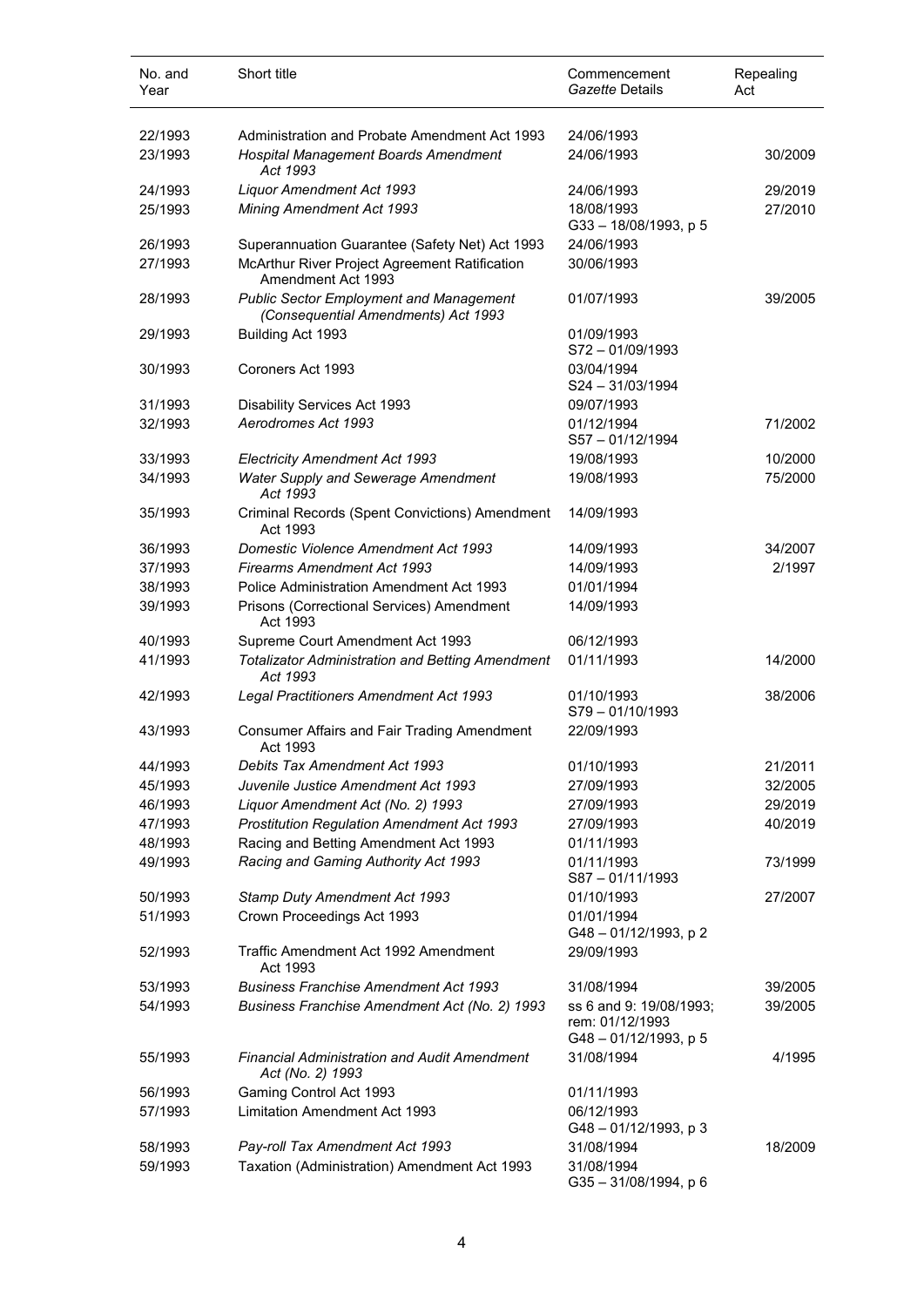| No. and Year | Short title | Commencement *Gazette* Details | Repealing Act |
|---|---|---|---|
| 22/1993 | Administration and Probate Amendment Act 1993 | 24/06/1993 | |
| 23/1993 | *Hospital Management Boards Amendment Act 1993* | 24/06/1993 | 30/2009 |
| 24/1993 | *Liquor Amendment Act 1993* | 24/06/1993 | 29/2019 |
| 25/1993 | *Mining Amendment Act 1993* | 18/08/1993<br>G33 – 18/08/1993, p 5 | 27/2010 |
| 26/1993 | Superannuation Guarantee (Safety Net) Act 1993 | 24/06/1993 | |
| 27/1993 | McArthur River Project Agreement Ratification Amendment Act 1993 | 30/06/1993 | |
| 28/1993 | *Public Sector Employment and Management (Consequential Amendments) Act 1993* | 01/07/1993 | 39/2005 |
| 29/1993 | Building Act 1993 | 01/09/1993<br>S72 – 01/09/1993 | |
| 30/1993 | Coroners Act 1993 | 03/04/1994<br>S24 – 31/03/1994 | |
| 31/1993 | Disability Services Act 1993 | 09/07/1993 | |
| 32/1993 | *Aerodromes Act 1993* | 01/12/1994<br>S57 – 01/12/1994 | 71/2002 |
| 33/1993 | *Electricity Amendment Act 1993* | 19/08/1993 | 10/2000 |
| 34/1993 | *Water Supply and Sewerage Amendment Act 1993* | 19/08/1993 | 75/2000 |
| 35/1993 | Criminal Records (Spent Convictions) Amendment Act 1993 | 14/09/1993 | |
| 36/1993 | *Domestic Violence Amendment Act 1993* | 14/09/1993 | 34/2007 |
| 37/1993 | *Firearms Amendment Act 1993* | 14/09/1993 | 2/1997 |
| 38/1993 | Police Administration Amendment Act 1993 | 01/01/1994 | |
| 39/1993 | Prisons (Correctional Services) Amendment Act 1993 | 14/09/1993 | |
| 40/1993 | Supreme Court Amendment Act 1993 | 06/12/1993 | |
| 41/1993 | *Totalizator Administration and Betting Amendment Act 1993* | 01/11/1993 | 14/2000 |
| 42/1993 | *Legal Practitioners Amendment Act 1993* | 01/10/1993<br>S79 – 01/10/1993 | 38/2006 |
| 43/1993 | Consumer Affairs and Fair Trading Amendment Act 1993 | 22/09/1993 | |
| 44/1993 | *Debits Tax Amendment Act 1993* | 01/10/1993 | 21/2011 |
| 45/1993 | *Juvenile Justice Amendment Act 1993* | 27/09/1993 | 32/2005 |
| 46/1993 | *Liquor Amendment Act (No. 2) 1993* | 27/09/1993 | 29/2019 |
| 47/1993 | *Prostitution Regulation Amendment Act 1993* | 27/09/1993 | 40/2019 |
| 48/1993 | Racing and Betting Amendment Act 1993 | 01/11/1993 | |
| 49/1993 | *Racing and Gaming Authority Act 1993* | 01/11/1993<br>S87 – 01/11/1993 | 73/1999 |
| 50/1993 | *Stamp Duty Amendment Act 1993* | 01/10/1993 | 27/2007 |
| 51/1993 | Crown Proceedings Act 1993 | 01/01/1994<br>G48 – 01/12/1993, p 2 | |
| 52/1993 | Traffic Amendment Act 1992 Amendment Act 1993 | 29/09/1993 | |
| 53/1993 | *Business Franchise Amendment Act 1993* | 31/08/1994 | 39/2005 |
| 54/1993 | *Business Franchise Amendment Act (No. 2) 1993* | ss 6 and 9: 19/08/1993;<br>rem: 01/12/1993<br>G48 – 01/12/1993, p 5 | 39/2005 |
| 55/1993 | *Financial Administration and Audit Amendment Act (No. 2) 1993* | 31/08/1994 | 4/1995 |
| 56/1993 | Gaming Control Act 1993 | 01/11/1993 | |
| 57/1993 | Limitation Amendment Act 1993 | 06/12/1993<br>G48 – 01/12/1993, p 3 | |
| 58/1993 | *Pay-roll Tax Amendment Act 1993* | 31/08/1994 | 18/2009 |
| 59/1993 | Taxation (Administration) Amendment Act 1993 | 31/08/1994<br>G35 – 31/08/1994, p 6 | |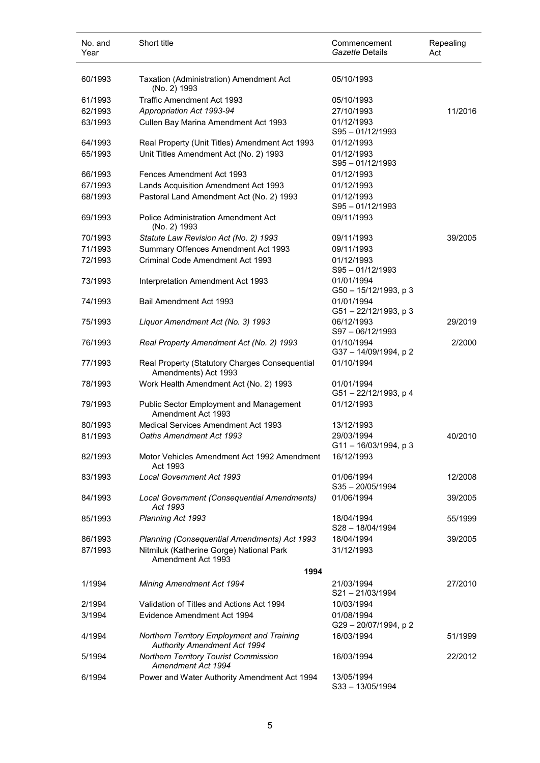| No. and Year | Short title | Commencement *Gazette* Details | Repealing Act |
|---|---|---|---|
| 60/1993 | Taxation (Administration) Amendment Act (No. 2) 1993 | 05/10/1993 | |
| 61/1993 | Traffic Amendment Act 1993 | 05/10/1993 | |
| 62/1993 | *Appropriation Act 1993-94* | 27/10/1993 | 11/2016 |
| 63/1993 | Cullen Bay Marina Amendment Act 1993 | 01/12/1993<br>S95 – 01/12/1993 | |
| 64/1993 | Real Property (Unit Titles) Amendment Act 1993 | 01/12/1993 | |
| 65/1993 | Unit Titles Amendment Act (No. 2) 1993 | 01/12/1993<br>S95 – 01/12/1993 | |
| 66/1993 | Fences Amendment Act 1993 | 01/12/1993 | |
| 67/1993 | Lands Acquisition Amendment Act 1993 | 01/12/1993 | |
| 68/1993 | Pastoral Land Amendment Act (No. 2) 1993 | 01/12/1993<br>S95 – 01/12/1993 | |
| 69/1993 | Police Administration Amendment Act (No. 2) 1993 | 09/11/1993 | |
| 70/1993 | *Statute Law Revision Act (No. 2) 1993* | 09/11/1993 | 39/2005 |
| 71/1993 | Summary Offences Amendment Act 1993 | 09/11/1993 | |
| 72/1993 | Criminal Code Amendment Act 1993 | 01/12/1993<br>S95 – 01/12/1993 | |
| 73/1993 | Interpretation Amendment Act 1993 | 01/01/1994<br>G50 – 15/12/1993, p 3 | |
| 74/1993 | Bail Amendment Act 1993 | 01/01/1994<br>G51 – 22/12/1993, p 3 | |
| 75/1993 | *Liquor Amendment Act (No. 3) 1993* | 06/12/1993<br>S97 – 06/12/1993 | 29/2019 |
| 76/1993 | *Real Property Amendment Act (No. 2) 1993* | 01/10/1994<br>G37 – 14/09/1994, p 2 | 2/2000 |
| 77/1993 | Real Property (Statutory Charges Consequential Amendments) Act 1993 | 01/10/1994 | |
| 78/1993 | Work Health Amendment Act (No. 2) 1993 | 01/01/1994<br>G51 – 22/12/1993, p 4 | |
| 79/1993 | Public Sector Employment and Management Amendment Act 1993 | 01/12/1993 | |
| 80/1993 | Medical Services Amendment Act 1993 | 13/12/1993 | |
| 81/1993 | *Oaths Amendment Act 1993* | 29/03/1994<br>G11 – 16/03/1994, p 3 | 40/2010 |
| 82/1993 | Motor Vehicles Amendment Act 1992 Amendment Act 1993 | 16/12/1993 | |
| 83/1993 | *Local Government Act 1993* | 01/06/1994<br>S35 – 20/05/1994 | 12/2008 |
| 84/1993 | *Local Government (Consequential Amendments) Act 1993* | 01/06/1994 | 39/2005 |
| 85/1993 | *Planning Act 1993* | 18/04/1994<br>S28 – 18/04/1994 | 55/1999 |
| 86/1993 | *Planning (Consequential Amendments) Act 1993* | 18/04/1994 | 39/2005 |
| 87/1993 | Nitmiluk (Katherine Gorge) National Park Amendment Act 1993 | 31/12/1993 | |
| | **1994** | | |
| 1/1994 | *Mining Amendment Act 1994* | 21/03/1994<br>S21 – 21/03/1994 | 27/2010 |
| 2/1994 | Validation of Titles and Actions Act 1994 | 10/03/1994 | |
| 3/1994 | Evidence Amendment Act 1994 | 01/08/1994<br>G29 – 20/07/1994, p 2 | |
| 4/1994 | *Northern Territory Employment and Training Authority Amendment Act 1994* | 16/03/1994 | 51/1999 |
| 5/1994 | *Northern Territory Tourist Commission Amendment Act 1994* | 16/03/1994 | 22/2012 |
| 6/1994 | Power and Water Authority Amendment Act 1994 | 13/05/1994<br>S33 – 13/05/1994 | |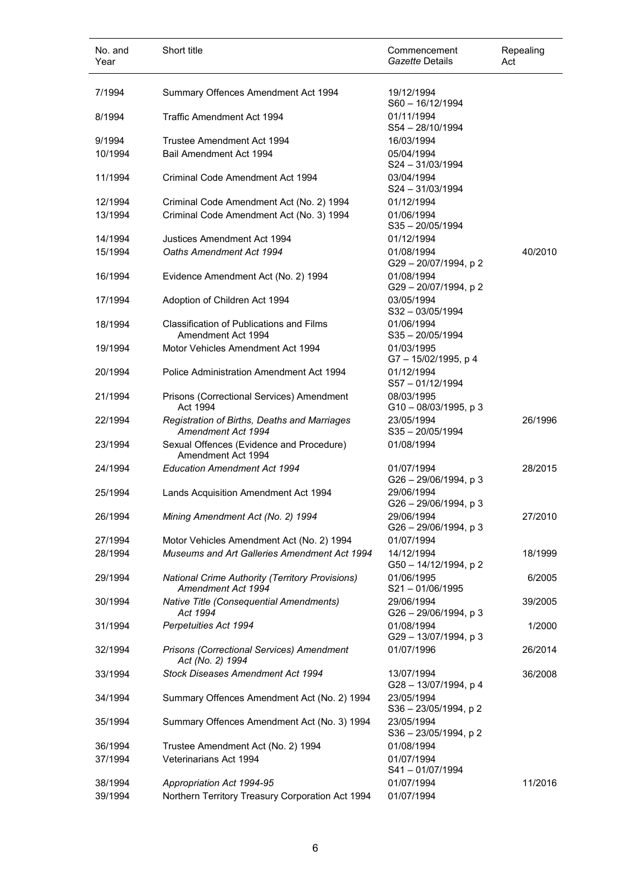| No. and Year | Short title | Commencement *Gazette* Details | Repealing Act |
| --- | --- | --- | --- |
| 7/1994 | Summary Offences Amendment Act 1994 | 19/12/1994 S60 – 16/12/1994 | |
| 8/1994 | Traffic Amendment Act 1994 | 01/11/1994 S54 – 28/10/1994 | |
| 9/1994 | Trustee Amendment Act 1994 | 16/03/1994 | |
| 10/1994 | Bail Amendment Act 1994 | 05/04/1994 S24 – 31/03/1994 | |
| 11/1994 | Criminal Code Amendment Act 1994 | 03/04/1994 S24 – 31/03/1994 | |
| 12/1994 | Criminal Code Amendment Act (No. 2) 1994 | 01/12/1994 | |
| 13/1994 | Criminal Code Amendment Act (No. 3) 1994 | 01/06/1994 S35 – 20/05/1994 | |
| 14/1994 | Justices Amendment Act 1994 | 01/12/1994 | |
| 15/1994 | *Oaths Amendment Act 1994* | 01/08/1994 G29 – 20/07/1994, p 2 | 40/2010 |
| 16/1994 | Evidence Amendment Act (No. 2) 1994 | 01/08/1994 G29 – 20/07/1994, p 2 | |
| 17/1994 | Adoption of Children Act 1994 | 03/05/1994 S32 – 03/05/1994 | |
| 18/1994 | Classification of Publications and Films Amendment Act 1994 | 01/06/1994 S35 – 20/05/1994 | |
| 19/1994 | Motor Vehicles Amendment Act 1994 | 01/03/1995 G7 – 15/02/1995, p 4 | |
| 20/1994 | Police Administration Amendment Act 1994 | 01/12/1994 S57 – 01/12/1994 | |
| 21/1994 | Prisons (Correctional Services) Amendment Act 1994 | 08/03/1995 G10 – 08/03/1995, p 3 | |
| 22/1994 | *Registration of Births, Deaths and Marriages Amendment Act 1994* | 23/05/1994 S35 – 20/05/1994 | 26/1996 |
| 23/1994 | Sexual Offences (Evidence and Procedure) Amendment Act 1994 | 01/08/1994 | |
| 24/1994 | *Education Amendment Act 1994* | 01/07/1994 G26 – 29/06/1994, p 3 | 28/2015 |
| 25/1994 | Lands Acquisition Amendment Act 1994 | 29/06/1994 G26 – 29/06/1994, p 3 | |
| 26/1994 | *Mining Amendment Act (No. 2) 1994* | 29/06/1994 G26 – 29/06/1994, p 3 | 27/2010 |
| 27/1994 | Motor Vehicles Amendment Act (No. 2) 1994 | 01/07/1994 | |
| 28/1994 | *Museums and Art Galleries Amendment Act 1994* | 14/12/1994 G50 – 14/12/1994, p 2 | 18/1999 |
| 29/1994 | *National Crime Authority (Territory Provisions) Amendment Act 1994* | 01/06/1995 S21 – 01/06/1995 | 6/2005 |
| 30/1994 | *Native Title (Consequential Amendments) Act 1994* | 29/06/1994 G26 – 29/06/1994, p 3 | 39/2005 |
| 31/1994 | *Perpetuities Act 1994* | 01/08/1994 G29 – 13/07/1994, p 3 | 1/2000 |
| 32/1994 | *Prisons (Correctional Services) Amendment Act (No. 2) 1994* | 01/07/1996 | 26/2014 |
| 33/1994 | *Stock Diseases Amendment Act 1994* | 13/07/1994 G28 – 13/07/1994, p 4 | 36/2008 |
| 34/1994 | Summary Offences Amendment Act (No. 2) 1994 | 23/05/1994 S36 – 23/05/1994, p 2 | |
| 35/1994 | Summary Offences Amendment Act (No. 3) 1994 | 23/05/1994 S36 – 23/05/1994, p 2 | |
| 36/1994 | Trustee Amendment Act (No. 2) 1994 | 01/08/1994 | |
| 37/1994 | Veterinarians Act 1994 | 01/07/1994 S41 – 01/07/1994 | |
| 38/1994 | *Appropriation Act 1994-95* | 01/07/1994 | 11/2016 |
| 39/1994 | Northern Territory Treasury Corporation Act 1994 | 01/07/1994 | |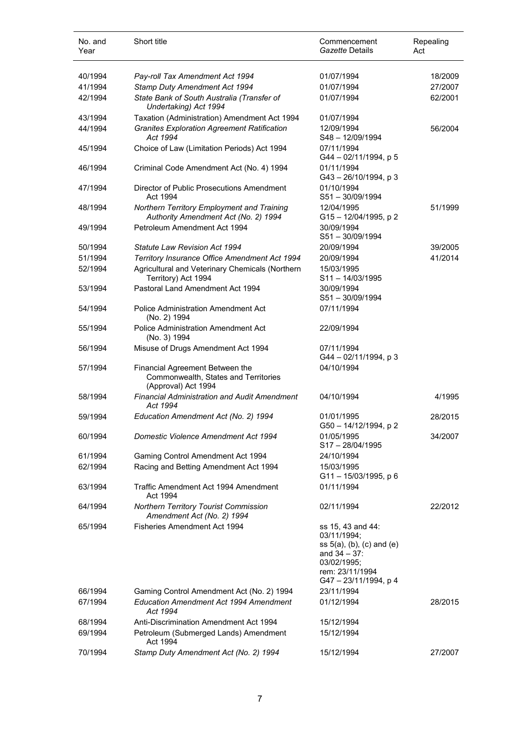| No. and Year | Short title | Commencement *Gazette* Details | Repealing Act |
|---|---|---|---|
| 40/1994 | *Pay-roll Tax Amendment Act 1994* | 01/07/1994 | 18/2009 |
| 41/1994 | *Stamp Duty Amendment Act 1994* | 01/07/1994 | 27/2007 |
| 42/1994 | *State Bank of South Australia (Transfer of Undertaking) Act 1994* | 01/07/1994 | 62/2001 |
| 43/1994 | Taxation (Administration) Amendment Act 1994 | 01/07/1994 | |
| 44/1994 | *Granites Exploration Agreement Ratification Act 1994* | 12/09/1994<br>S48 – 12/09/1994 | 56/2004 |
| 45/1994 | Choice of Law (Limitation Periods) Act 1994 | 07/11/1994<br>G44 – 02/11/1994, p 5 | |
| 46/1994 | Criminal Code Amendment Act (No. 4) 1994 | 01/11/1994<br>G43 – 26/10/1994, p 3 | |
| 47/1994 | Director of Public Prosecutions Amendment Act 1994 | 01/10/1994<br>S51 – 30/09/1994 | |
| 48/1994 | *Northern Territory Employment and Training Authority Amendment Act (No. 2) 1994* | 12/04/1995<br>G15 – 12/04/1995, p 2 | 51/1999 |
| 49/1994 | Petroleum Amendment Act 1994 | 30/09/1994<br>S51 – 30/09/1994 | |
| 50/1994 | *Statute Law Revision Act 1994* | 20/09/1994 | 39/2005 |
| 51/1994 | *Territory Insurance Office Amendment Act 1994* | 20/09/1994 | 41/2014 |
| 52/1994 | Agricultural and Veterinary Chemicals (Northern Territory) Act 1994 | 15/03/1995<br>S11 – 14/03/1995 | |
| 53/1994 | Pastoral Land Amendment Act 1994 | 30/09/1994<br>S51 – 30/09/1994 | |
| 54/1994 | Police Administration Amendment Act (No. 2) 1994 | 07/11/1994 | |
| 55/1994 | Police Administration Amendment Act (No. 3) 1994 | 22/09/1994 | |
| 56/1994 | Misuse of Drugs Amendment Act 1994 | 07/11/1994<br>G44 – 02/11/1994, p 3 | |
| 57/1994 | Financial Agreement Between the Commonwealth, States and Territories (Approval) Act 1994 | 04/10/1994 | |
| 58/1994 | *Financial Administration and Audit Amendment Act 1994* | 04/10/1994 | 4/1995 |
| 59/1994 | *Education Amendment Act (No. 2) 1994* | 01/01/1995<br>G50 – 14/12/1994, p 2 | 28/2015 |
| 60/1994 | *Domestic Violence Amendment Act 1994* | 01/05/1995<br>S17 – 28/04/1995 | 34/2007 |
| 61/1994 | Gaming Control Amendment Act 1994 | 24/10/1994 | |
| 62/1994 | Racing and Betting Amendment Act 1994 | 15/03/1995<br>G11 – 15/03/1995, p 6 | |
| 63/1994 | Traffic Amendment Act 1994 Amendment Act 1994 | 01/11/1994 | |
| 64/1994 | *Northern Territory Tourist Commission Amendment Act (No. 2) 1994* | 02/11/1994 | 22/2012 |
| 65/1994 | Fisheries Amendment Act 1994 | ss 15, 43 and 44: 03/11/1994;<br>ss 5(a), (b), (c) and (e) and 34 – 37: 03/02/1995;<br>rem: 23/11/1994<br>G47 – 23/11/1994, p 4 | |
| 66/1994 | Gaming Control Amendment Act (No. 2) 1994 | 23/11/1994 | |
| 67/1994 | *Education Amendment Act 1994 Amendment Act 1994* | 01/12/1994 | 28/2015 |
| 68/1994 | Anti-Discrimination Amendment Act 1994 | 15/12/1994 | |
| 69/1994 | Petroleum (Submerged Lands) Amendment Act 1994 | 15/12/1994 | |
| 70/1994 | *Stamp Duty Amendment Act (No. 2) 1994* | 15/12/1994 | 27/2007 |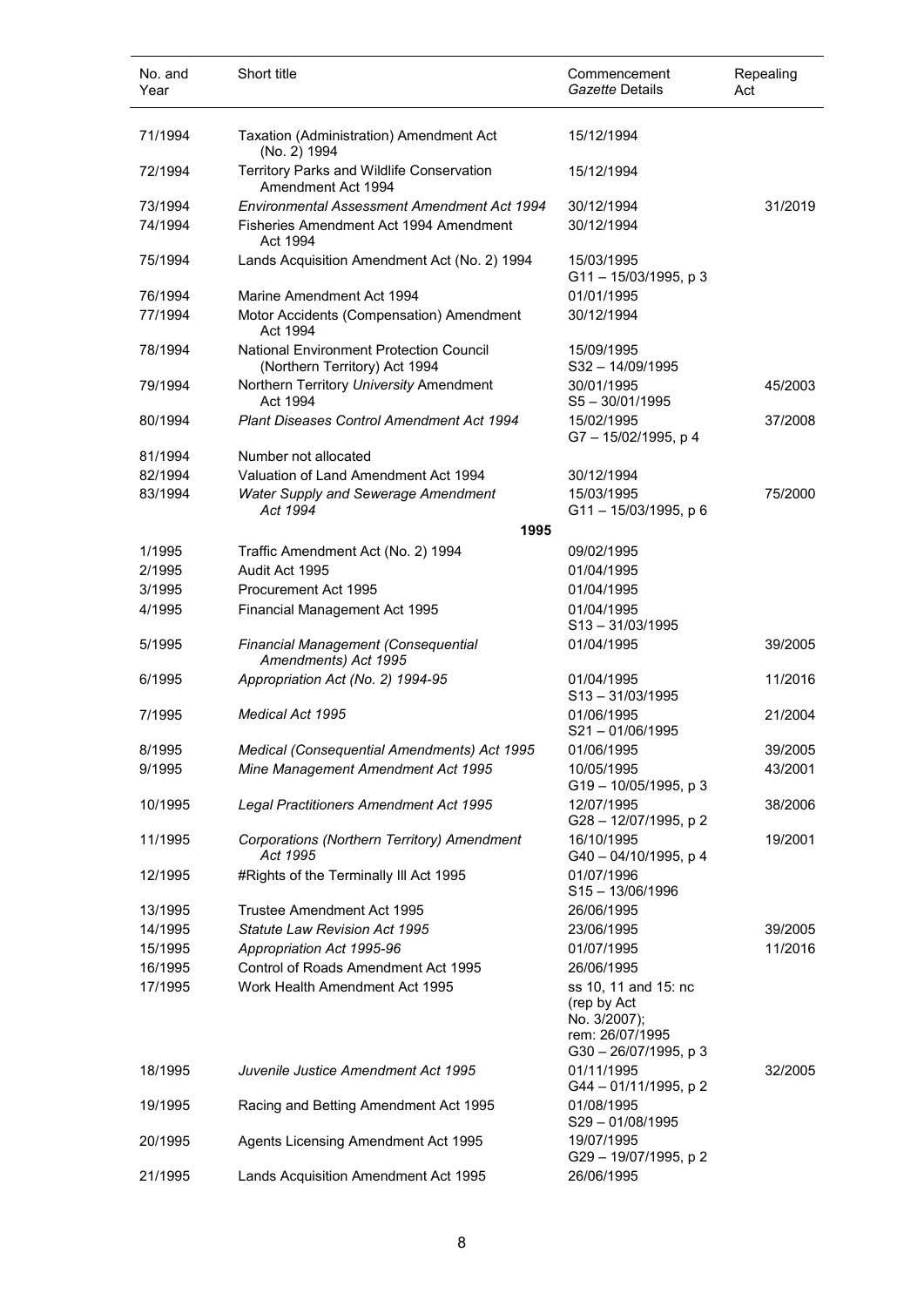| No. and Year | Short title | Commencement *Gazette* Details | Repealing Act |
|---|---|---|---|
| 71/1994 | Taxation (Administration) Amendment Act (No. 2) 1994 | 15/12/1994 | |
| 72/1994 | Territory Parks and Wildlife Conservation Amendment Act 1994 | 15/12/1994 | |
| 73/1994 | *Environmental Assessment Amendment Act 1994* | 30/12/1994 | 31/2019 |
| 74/1994 | Fisheries Amendment Act 1994 Amendment Act 1994 | 30/12/1994 | |
| 75/1994 | Lands Acquisition Amendment Act (No. 2) 1994 | 15/03/1995<br>G11 – 15/03/1995, p 3 | |
| 76/1994 | Marine Amendment Act 1994 | 01/01/1995 | |
| 77/1994 | Motor Accidents (Compensation) Amendment Act 1994 | 30/12/1994 | |
| 78/1994 | National Environment Protection Council (Northern Territory) Act 1994 | 15/09/1995<br>S32 – 14/09/1995 | |
| 79/1994 | Northern Territory *University* Amendment Act 1994 | 30/01/1995<br>S5 – 30/01/1995 | 45/2003 |
| 80/1994 | *Plant Diseases Control Amendment Act 1994* | 15/02/1995<br>G7 – 15/02/1995, p 4 | 37/2008 |
| 81/1994 | Number not allocated | | |
| 82/1994 | Valuation of Land Amendment Act 1994 | 30/12/1994 | |
| 83/1994 | *Water Supply and Sewerage Amendment Act 1994* | 15/03/1995<br>G11 – 15/03/1995, p 6 | 75/2000 |
| | **1995** | | |
| 1/1995 | Traffic Amendment Act (No. 2) 1994 | 09/02/1995 | |
| 2/1995 | Audit Act 1995 | 01/04/1995 | |
| 3/1995 | Procurement Act 1995 | 01/04/1995 | |
| 4/1995 | Financial Management Act 1995 | 01/04/1995<br>S13 – 31/03/1995 | |
| 5/1995 | *Financial Management (Consequential Amendments) Act 1995* | 01/04/1995 | 39/2005 |
| 6/1995 | *Appropriation Act (No. 2) 1994-95* | 01/04/1995<br>S13 – 31/03/1995 | 11/2016 |
| 7/1995 | *Medical Act 1995* | 01/06/1995<br>S21 – 01/06/1995 | 21/2004 |
| 8/1995 | *Medical (Consequential Amendments) Act 1995* | 01/06/1995 | 39/2005 |
| 9/1995 | *Mine Management Amendment Act 1995* | 10/05/1995<br>G19 – 10/05/1995, p 3 | 43/2001 |
| 10/1995 | *Legal Practitioners Amendment Act 1995* | 12/07/1995<br>G28 – 12/07/1995, p 2 | 38/2006 |
| 11/1995 | *Corporations (Northern Territory) Amendment Act 1995* | 16/10/1995<br>G40 – 04/10/1995, p 4 | 19/2001 |
| 12/1995 | #Rights of the Terminally Ill Act 1995 | 01/07/1996<br>S15 – 13/06/1996 | |
| 13/1995 | Trustee Amendment Act 1995 | 26/06/1995 | |
| 14/1995 | *Statute Law Revision Act 1995* | 23/06/1995 | 39/2005 |
| 15/1995 | *Appropriation Act 1995-96* | 01/07/1995 | 11/2016 |
| 16/1995 | Control of Roads Amendment Act 1995 | 26/06/1995 | |
| 17/1995 | Work Health Amendment Act 1995 | ss 10, 11 and 15: nc (rep by Act No. 3/2007);<br>rem: 26/07/1995<br>G30 – 26/07/1995, p 3 | |
| 18/1995 | *Juvenile Justice Amendment Act 1995* | 01/11/1995<br>G44 – 01/11/1995, p 2 | 32/2005 |
| 19/1995 | Racing and Betting Amendment Act 1995 | 01/08/1995<br>S29 – 01/08/1995 | |
| 20/1995 | Agents Licensing Amendment Act 1995 | 19/07/1995<br>G29 – 19/07/1995, p 2 | |
| 21/1995 | Lands Acquisition Amendment Act 1995 | 26/06/1995 | |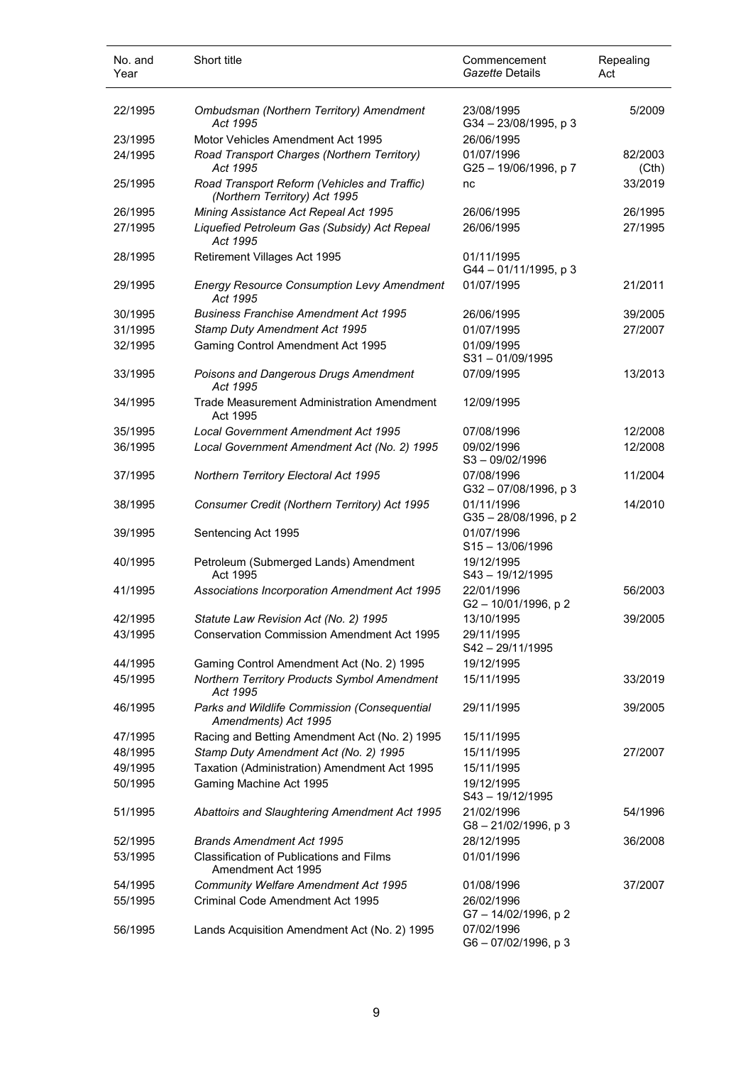| No. and Year | Short title | Commencement *Gazette* Details | Repealing Act |
|---|---|---|---|
| 22/1995 | *Ombudsman (Northern Territory) Amendment Act 1995* | 23/08/1995 G34 – 23/08/1995, p 3 | 5/2009 |
| 23/1995 | Motor Vehicles Amendment Act 1995 | 26/06/1995 | |
| 24/1995 | *Road Transport Charges (Northern Territory) Act 1995* | 01/07/1996 G25 – 19/06/1996, p 7 | 82/2003 (Cth) |
| 25/1995 | *Road Transport Reform (Vehicles and Traffic) (Northern Territory) Act 1995* | nc | 33/2019 |
| 26/1995 | *Mining Assistance Act Repeal Act 1995* | 26/06/1995 | 26/1995 |
| 27/1995 | *Liquefied Petroleum Gas (Subsidy) Act Repeal Act 1995* | 26/06/1995 | 27/1995 |
| 28/1995 | Retirement Villages Act 1995 | 01/11/1995 G44 – 01/11/1995, p 3 | |
| 29/1995 | *Energy Resource Consumption Levy Amendment Act 1995* | 01/07/1995 | 21/2011 |
| 30/1995 | *Business Franchise Amendment Act 1995* | 26/06/1995 | 39/2005 |
| 31/1995 | *Stamp Duty Amendment Act 1995* | 01/07/1995 | 27/2007 |
| 32/1995 | Gaming Control Amendment Act 1995 | 01/09/1995 S31 – 01/09/1995 | |
| 33/1995 | *Poisons and Dangerous Drugs Amendment Act 1995* | 07/09/1995 | 13/2013 |
| 34/1995 | Trade Measurement Administration Amendment Act 1995 | 12/09/1995 | |
| 35/1995 | *Local Government Amendment Act 1995* | 07/08/1996 | 12/2008 |
| 36/1995 | *Local Government Amendment Act (No. 2) 1995* | 09/02/1996 S3 – 09/02/1996 | 12/2008 |
| 37/1995 | *Northern Territory Electoral Act 1995* | 07/08/1996 G32 – 07/08/1996, p 3 | 11/2004 |
| 38/1995 | *Consumer Credit (Northern Territory) Act 1995* | 01/11/1996 G35 – 28/08/1996, p 2 | 14/2010 |
| 39/1995 | Sentencing Act 1995 | 01/07/1996 S15 – 13/06/1996 | |
| 40/1995 | Petroleum (Submerged Lands) Amendment Act 1995 | 19/12/1995 S43 – 19/12/1995 | |
| 41/1995 | *Associations Incorporation Amendment Act 1995* | 22/01/1996 G2 – 10/01/1996, p 2 | 56/2003 |
| 42/1995 | *Statute Law Revision Act (No. 2) 1995* | 13/10/1995 | 39/2005 |
| 43/1995 | Conservation Commission Amendment Act 1995 | 29/11/1995 S42 – 29/11/1995 | |
| 44/1995 | Gaming Control Amendment Act (No. 2) 1995 | 19/12/1995 | |
| 45/1995 | *Northern Territory Products Symbol Amendment Act 1995* | 15/11/1995 | 33/2019 |
| 46/1995 | *Parks and Wildlife Commission (Consequential Amendments) Act 1995* | 29/11/1995 | 39/2005 |
| 47/1995 | Racing and Betting Amendment Act (No. 2) 1995 | 15/11/1995 | |
| 48/1995 | *Stamp Duty Amendment Act (No. 2) 1995* | 15/11/1995 | 27/2007 |
| 49/1995 | Taxation (Administration) Amendment Act 1995 | 15/11/1995 | |
| 50/1995 | Gaming Machine Act 1995 | 19/12/1995 S43 – 19/12/1995 | |
| 51/1995 | *Abattoirs and Slaughtering Amendment Act 1995* | 21/02/1996 G8 – 21/02/1996, p 3 | 54/1996 |
| 52/1995 | *Brands Amendment Act 1995* | 28/12/1995 | 36/2008 |
| 53/1995 | Classification of Publications and Films Amendment Act 1995 | 01/01/1996 | |
| 54/1995 | *Community Welfare Amendment Act 1995* | 01/08/1996 | 37/2007 |
| 55/1995 | Criminal Code Amendment Act 1995 | 26/02/1996 G7 – 14/02/1996, p 2 | |
| 56/1995 | Lands Acquisition Amendment Act (No. 2) 1995 | 07/02/1996 G6 – 07/02/1996, p 3 | |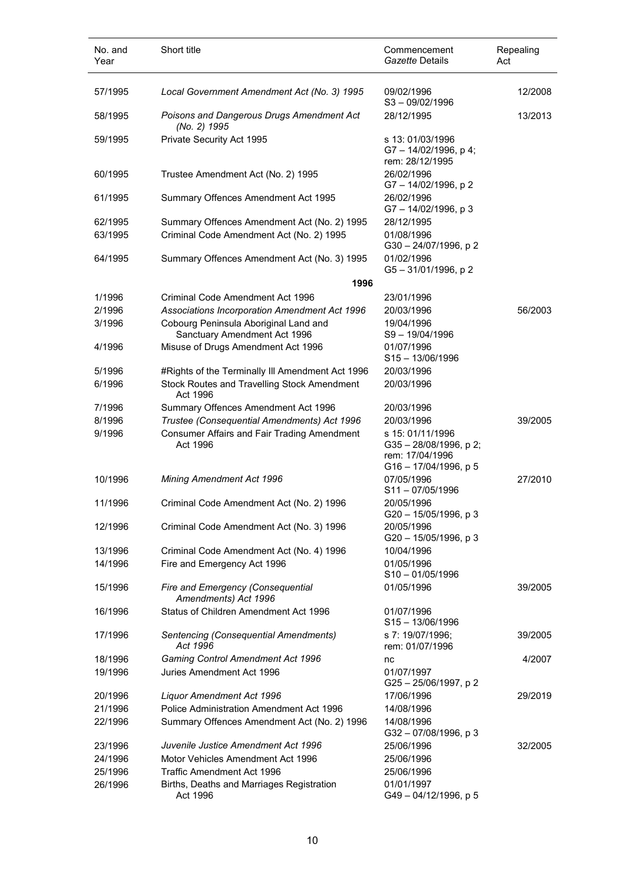| No. and Year | Short title | Commencement *Gazette* Details | Repealing Act |
|---|---|---|---|
| 57/1995 | *Local Government Amendment Act (No. 3) 1995* | 09/02/1996 S3 – 09/02/1996 | 12/2008 |
| 58/1995 | *Poisons and Dangerous Drugs Amendment Act (No. 2) 1995* | 28/12/1995 | 13/2013 |
| 59/1995 | Private Security Act 1995 | s 13: 01/03/1996 G7 – 14/02/1996, p 4; rem: 28/12/1995 | |
| 60/1995 | Trustee Amendment Act (No. 2) 1995 | 26/02/1996 G7 – 14/02/1996, p 2 | |
| 61/1995 | Summary Offences Amendment Act 1995 | 26/02/1996 G7 – 14/02/1996, p 3 | |
| 62/1995 | Summary Offences Amendment Act (No. 2) 1995 | 28/12/1995 | |
| 63/1995 | Criminal Code Amendment Act (No. 2) 1995 | 01/08/1996 G30 – 24/07/1996, p 2 | |
| 64/1995 | Summary Offences Amendment Act (No. 3) 1995 | 01/02/1996 G5 – 31/01/1996, p 2 | |
| | **1996** | | |
| 1/1996 | Criminal Code Amendment Act 1996 | 23/01/1996 | |
| 2/1996 | *Associations Incorporation Amendment Act 1996* | 20/03/1996 | 56/2003 |
| 3/1996 | Cobourg Peninsula Aboriginal Land and Sanctuary Amendment Act 1996 | 19/04/1996 S9 – 19/04/1996 | |
| 4/1996 | Misuse of Drugs Amendment Act 1996 | 01/07/1996 S15 – 13/06/1996 | |
| 5/1996 | #Rights of the Terminally Ill Amendment Act 1996 | 20/03/1996 | |
| 6/1996 | Stock Routes and Travelling Stock Amendment Act 1996 | 20/03/1996 | |
| 7/1996 | Summary Offences Amendment Act 1996 | 20/03/1996 | |
| 8/1996 | *Trustee (Consequential Amendments) Act 1996* | 20/03/1996 | 39/2005 |
| 9/1996 | Consumer Affairs and Fair Trading Amendment Act 1996 | s 15: 01/11/1996 G35 – 28/08/1996, p 2; rem: 17/04/1996 G16 – 17/04/1996, p 5 | |
| 10/1996 | *Mining Amendment Act 1996* | 07/05/1996 S11 – 07/05/1996 | 27/2010 |
| 11/1996 | Criminal Code Amendment Act (No. 2) 1996 | 20/05/1996 G20 – 15/05/1996, p 3 | |
| 12/1996 | Criminal Code Amendment Act (No. 3) 1996 | 20/05/1996 G20 – 15/05/1996, p 3 | |
| 13/1996 | Criminal Code Amendment Act (No. 4) 1996 | 10/04/1996 | |
| 14/1996 | Fire and Emergency Act 1996 | 01/05/1996 S10 – 01/05/1996 | |
| 15/1996 | *Fire and Emergency (Consequential Amendments) Act 1996* | 01/05/1996 | 39/2005 |
| 16/1996 | Status of Children Amendment Act 1996 | 01/07/1996 S15 – 13/06/1996 | |
| 17/1996 | *Sentencing (Consequential Amendments) Act 1996* | s 7: 19/07/1996; rem: 01/07/1996 | 39/2005 |
| 18/1996 | *Gaming Control Amendment Act 1996* | nc | 4/2007 |
| 19/1996 | Juries Amendment Act 1996 | 01/07/1997 G25 – 25/06/1997, p 2 | |
| 20/1996 | *Liquor Amendment Act 1996* | 17/06/1996 | 29/2019 |
| 21/1996 | Police Administration Amendment Act 1996 | 14/08/1996 | |
| 22/1996 | Summary Offences Amendment Act (No. 2) 1996 | 14/08/1996 G32 – 07/08/1996, p 3 | |
| 23/1996 | *Juvenile Justice Amendment Act 1996* | 25/06/1996 | 32/2005 |
| 24/1996 | Motor Vehicles Amendment Act 1996 | 25/06/1996 | |
| 25/1996 | Traffic Amendment Act 1996 | 25/06/1996 | |
| 26/1996 | Births, Deaths and Marriages Registration Act 1996 | 01/01/1997 G49 – 04/12/1996, p 5 | |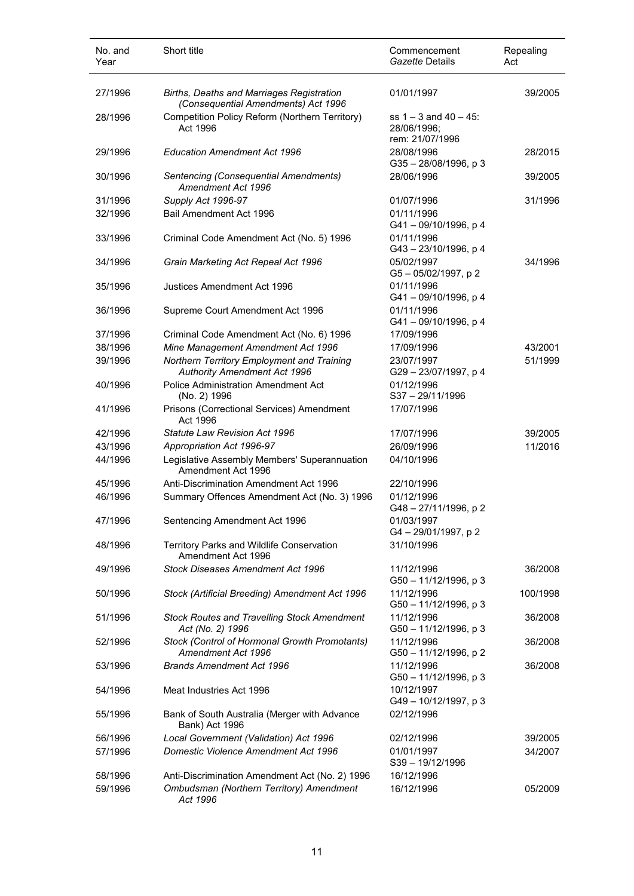| No. and Year | Short title | Commencement *Gazette* Details | Repealing Act |
|---|---|---|---|
| 27/1996 | *Births, Deaths and Marriages Registration (Consequential Amendments) Act 1996* | 01/01/1997 | 39/2005 |
| 28/1996 | Competition Policy Reform (Northern Territory) Act 1996 | ss 1 – 3 and 40 – 45: 28/06/1996; rem: 21/07/1996 | |
| 29/1996 | *Education Amendment Act 1996* | 28/08/1996 G35 – 28/08/1996, p 3 | 28/2015 |
| 30/1996 | *Sentencing (Consequential Amendments) Amendment Act 1996* | 28/06/1996 | 39/2005 |
| 31/1996 | *Supply Act 1996-97* | 01/07/1996 | 31/1996 |
| 32/1996 | Bail Amendment Act 1996 | 01/11/1996 G41 – 09/10/1996, p 4 | |
| 33/1996 | Criminal Code Amendment Act (No. 5) 1996 | 01/11/1996 G43 – 23/10/1996, p 4 | |
| 34/1996 | *Grain Marketing Act Repeal Act 1996* | 05/02/1997 G5 – 05/02/1997, p 2 | 34/1996 |
| 35/1996 | Justices Amendment Act 1996 | 01/11/1996 G41 – 09/10/1996, p 4 | |
| 36/1996 | Supreme Court Amendment Act 1996 | 01/11/1996 G41 – 09/10/1996, p 4 | |
| 37/1996 | Criminal Code Amendment Act (No. 6) 1996 | 17/09/1996 | |
| 38/1996 | *Mine Management Amendment Act 1996* | 17/09/1996 | 43/2001 |
| 39/1996 | *Northern Territory Employment and Training Authority Amendment Act 1996* | 23/07/1997 G29 – 23/07/1997, p 4 | 51/1999 |
| 40/1996 | Police Administration Amendment Act (No. 2) 1996 | 01/12/1996 S37 – 29/11/1996 | |
| 41/1996 | Prisons (Correctional Services) Amendment Act 1996 | 17/07/1996 | |
| 42/1996 | *Statute Law Revision Act 1996* | 17/07/1996 | 39/2005 |
| 43/1996 | *Appropriation Act 1996-97* | 26/09/1996 | 11/2016 |
| 44/1996 | Legislative Assembly Members' Superannuation Amendment Act 1996 | 04/10/1996 | |
| 45/1996 | Anti-Discrimination Amendment Act 1996 | 22/10/1996 | |
| 46/1996 | Summary Offences Amendment Act (No. 3) 1996 | 01/12/1996 G48 – 27/11/1996, p 2 | |
| 47/1996 | Sentencing Amendment Act 1996 | 01/03/1997 G4 – 29/01/1997, p 2 | |
| 48/1996 | Territory Parks and Wildlife Conservation Amendment Act 1996 | 31/10/1996 | |
| 49/1996 | *Stock Diseases Amendment Act 1996* | 11/12/1996 G50 – 11/12/1996, p 3 | 36/2008 |
| 50/1996 | *Stock (Artificial Breeding) Amendment Act 1996* | 11/12/1996 G50 – 11/12/1996, p 3 | 100/1998 |
| 51/1996 | *Stock Routes and Travelling Stock Amendment Act (No. 2) 1996* | 11/12/1996 G50 – 11/12/1996, p 3 | 36/2008 |
| 52/1996 | *Stock (Control of Hormonal Growth Promotants) Amendment Act 1996* | 11/12/1996 G50 – 11/12/1996, p 2 | 36/2008 |
| 53/1996 | *Brands Amendment Act 1996* | 11/12/1996 G50 – 11/12/1996, p 3 | 36/2008 |
| 54/1996 | Meat Industries Act 1996 | 10/12/1997 G49 – 10/12/1997, p 3 | |
| 55/1996 | Bank of South Australia (Merger with Advance Bank) Act 1996 | 02/12/1996 | |
| 56/1996 | *Local Government (Validation) Act 1996* | 02/12/1996 | 39/2005 |
| 57/1996 | *Domestic Violence Amendment Act 1996* | 01/01/1997 S39 – 19/12/1996 | 34/2007 |
| 58/1996 | Anti-Discrimination Amendment Act (No. 2) 1996 | 16/12/1996 | |
| 59/1996 | *Ombudsman (Northern Territory) Amendment Act 1996* | 16/12/1996 | 05/2009 |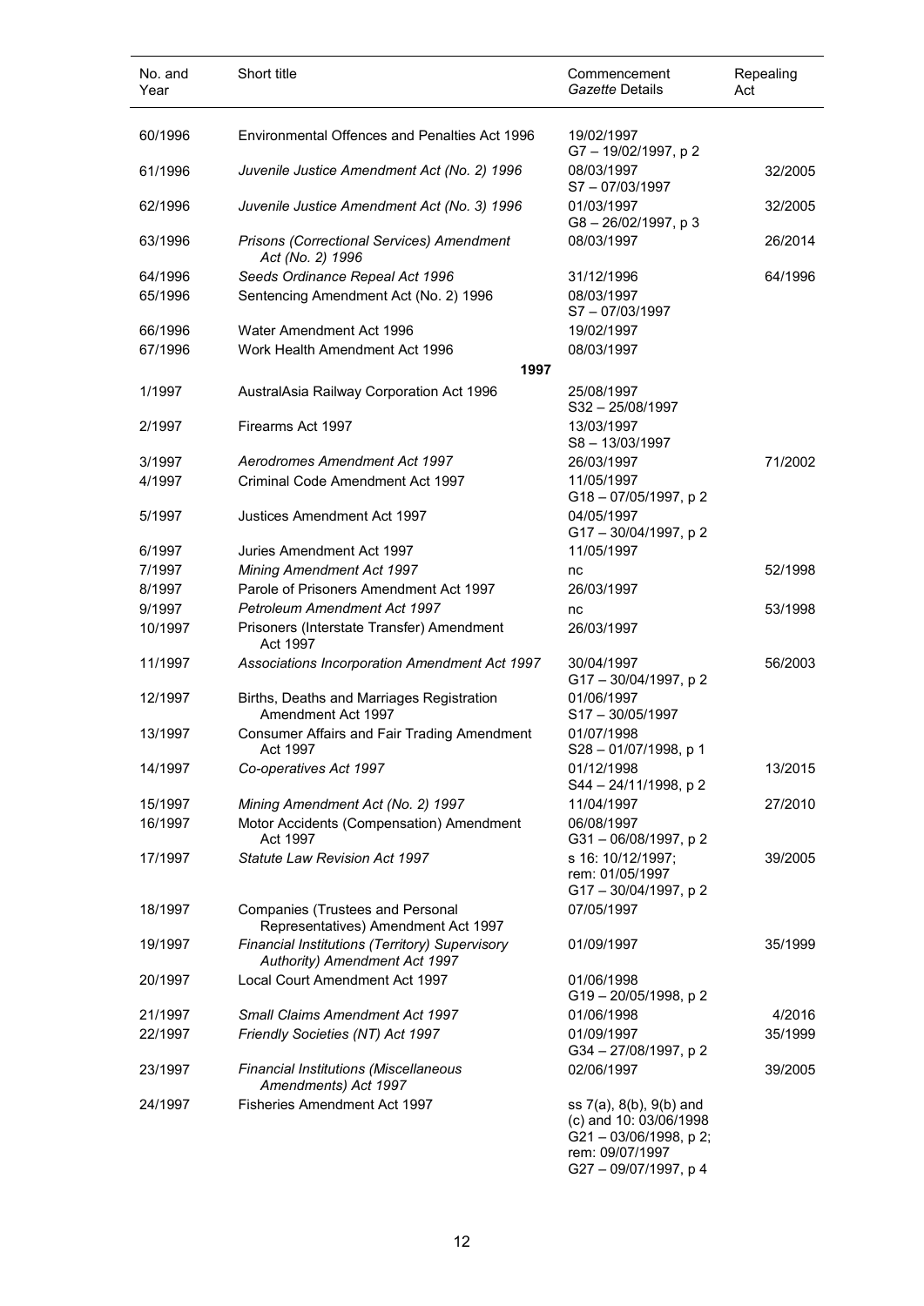| No. and Year | Short title | Commencement *Gazette* Details | Repealing Act |
|---|---|---|---|
| 60/1996 | Environmental Offences and Penalties Act 1996 | 19/02/1997 G7 – 19/02/1997, p 2 | |
| 61/1996 | *Juvenile Justice Amendment Act (No. 2) 1996* | 08/03/1997 S7 – 07/03/1997 | 32/2005 |
| 62/1996 | *Juvenile Justice Amendment Act (No. 3) 1996* | 01/03/1997 G8 – 26/02/1997, p 3 | 32/2005 |
| 63/1996 | *Prisons (Correctional Services) Amendment Act (No. 2) 1996* | 08/03/1997 | 26/2014 |
| 64/1996 | *Seeds Ordinance Repeal Act 1996* | 31/12/1996 | 64/1996 |
| 65/1996 | Sentencing Amendment Act (No. 2) 1996 | 08/03/1997 S7 – 07/03/1997 | |
| 66/1996 | Water Amendment Act 1996 | 19/02/1997 | |
| 67/1996 | Work Health Amendment Act 1996 | 08/03/1997 | |
| | **1997** | | |
| 1/1997 | AustralAsia Railway Corporation Act 1996 | 25/08/1997 S32 – 25/08/1997 | |
| 2/1997 | Firearms Act 1997 | 13/03/1997 S8 – 13/03/1997 | |
| 3/1997 | *Aerodromes Amendment Act 1997* | 26/03/1997 | 71/2002 |
| 4/1997 | Criminal Code Amendment Act 1997 | 11/05/1997 G18 – 07/05/1997, p 2 | |
| 5/1997 | Justices Amendment Act 1997 | 04/05/1997 G17 – 30/04/1997, p 2 | |
| 6/1997 | Juries Amendment Act 1997 | 11/05/1997 | |
| 7/1997 | *Mining Amendment Act 1997* | nc | 52/1998 |
| 8/1997 | Parole of Prisoners Amendment Act 1997 | 26/03/1997 | |
| 9/1997 | *Petroleum Amendment Act 1997* | nc | 53/1998 |
| 10/1997 | Prisoners (Interstate Transfer) Amendment Act 1997 | 26/03/1997 | |
| 11/1997 | *Associations Incorporation Amendment Act 1997* | 30/04/1997 G17 – 30/04/1997, p 2 | 56/2003 |
| 12/1997 | Births, Deaths and Marriages Registration Amendment Act 1997 | 01/06/1997 S17 – 30/05/1997 | |
| 13/1997 | Consumer Affairs and Fair Trading Amendment Act 1997 | 01/07/1998 S28 – 01/07/1998, p 1 | |
| 14/1997 | *Co-operatives Act 1997* | 01/12/1998 S44 – 24/11/1998, p 2 | 13/2015 |
| 15/1997 | *Mining Amendment Act (No. 2) 1997* | 11/04/1997 | 27/2010 |
| 16/1997 | Motor Accidents (Compensation) Amendment Act 1997 | 06/08/1997 G31 – 06/08/1997, p 2 | |
| 17/1997 | *Statute Law Revision Act 1997* | s 16: 10/12/1997; rem: 01/05/1997 G17 – 30/04/1997, p 2 | 39/2005 |
| 18/1997 | Companies (Trustees and Personal Representatives) Amendment Act 1997 | 07/05/1997 | |
| 19/1997 | *Financial Institutions (Territory) Supervisory Authority) Amendment Act 1997* | 01/09/1997 | 35/1999 |
| 20/1997 | Local Court Amendment Act 1997 | 01/06/1998 G19 – 20/05/1998, p 2 | |
| 21/1997 | *Small Claims Amendment Act 1997* | 01/06/1998 | 4/2016 |
| 22/1997 | *Friendly Societies (NT) Act 1997* | 01/09/1997 G34 – 27/08/1997, p 2 | 35/1999 |
| 23/1997 | *Financial Institutions (Miscellaneous Amendments) Act 1997* | 02/06/1997 | 39/2005 |
| 24/1997 | Fisheries Amendment Act 1997 | ss 7(a), 8(b), 9(b) and (c) and 10: 03/06/1998 G21 – 03/06/1998, p 2; rem: 09/07/1997 G27 – 09/07/1997, p 4 | |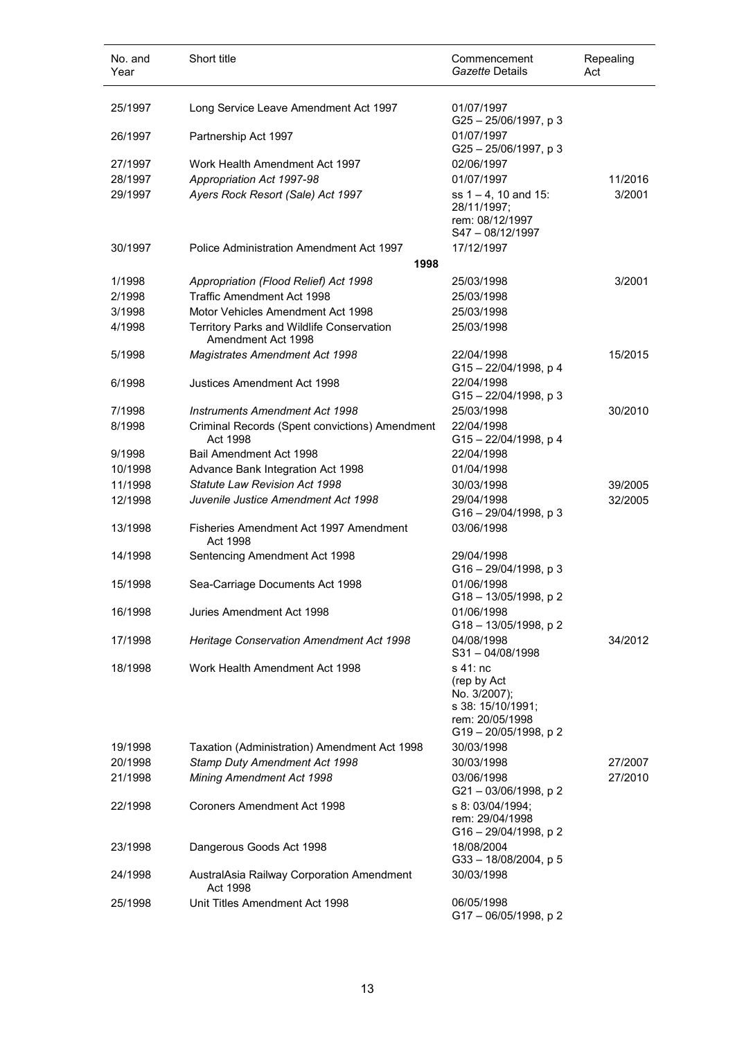| No. and Year | Short title | Commencement *Gazette* Details | Repealing Act |
|---|---|---|---|
| 25/1997 | Long Service Leave Amendment Act 1997 | 01/07/1997<br>G25 – 25/06/1997, p 3 | |
| 26/1997 | Partnership Act 1997 | 01/07/1997<br>G25 – 25/06/1997, p 3 | |
| 27/1997 | Work Health Amendment Act 1997 | 02/06/1997 | |
| 28/1997 | *Appropriation Act 1997-98* | 01/07/1997 | 11/2016 |
| 29/1997 | *Ayers Rock Resort (Sale) Act 1997* | ss 1 – 4, 10 and 15: 28/11/1997;<br>rem: 08/12/1997<br>S47 – 08/12/1997 | 3/2001 |
| 30/1997 | Police Administration Amendment Act 1997 | 17/12/1997 | |
| | **1998** | | |
| 1/1998 | *Appropriation (Flood Relief) Act 1998* | 25/03/1998 | 3/2001 |
| 2/1998 | Traffic Amendment Act 1998 | 25/03/1998 | |
| 3/1998 | Motor Vehicles Amendment Act 1998 | 25/03/1998 | |
| 4/1998 | Territory Parks and Wildlife Conservation Amendment Act 1998 | 25/03/1998 | |
| 5/1998 | *Magistrates Amendment Act 1998* | 22/04/1998<br>G15 – 22/04/1998, p 4 | 15/2015 |
| 6/1998 | Justices Amendment Act 1998 | 22/04/1998<br>G15 – 22/04/1998, p 3 | |
| 7/1998 | *Instruments Amendment Act 1998* | 25/03/1998 | 30/2010 |
| 8/1998 | Criminal Records (Spent convictions) Amendment Act 1998 | 22/04/1998<br>G15 – 22/04/1998, p 4 | |
| 9/1998 | Bail Amendment Act 1998 | 22/04/1998 | |
| 10/1998 | Advance Bank Integration Act 1998 | 01/04/1998 | |
| 11/1998 | *Statute Law Revision Act 1998* | 30/03/1998 | 39/2005 |
| 12/1998 | *Juvenile Justice Amendment Act 1998* | 29/04/1998<br>G16 – 29/04/1998, p 3 | 32/2005 |
| 13/1998 | Fisheries Amendment Act 1997 Amendment Act 1998 | 03/06/1998 | |
| 14/1998 | Sentencing Amendment Act 1998 | 29/04/1998<br>G16 – 29/04/1998, p 3 | |
| 15/1998 | Sea-Carriage Documents Act 1998 | 01/06/1998<br>G18 – 13/05/1998, p 2 | |
| 16/1998 | Juries Amendment Act 1998 | 01/06/1998<br>G18 – 13/05/1998, p 2 | |
| 17/1998 | *Heritage Conservation Amendment Act 1998* | 04/08/1998<br>S31 – 04/08/1998 | 34/2012 |
| 18/1998 | Work Health Amendment Act 1998 | s 41: nc<br>(rep by Act No. 3/2007);<br>s 38: 15/10/1991;<br>rem: 20/05/1998<br>G19 – 20/05/1998, p 2 | |
| 19/1998 | Taxation (Administration) Amendment Act 1998 | 30/03/1998 | |
| 20/1998 | *Stamp Duty Amendment Act 1998* | 30/03/1998 | 27/2007 |
| 21/1998 | *Mining Amendment Act 1998* | 03/06/1998<br>G21 – 03/06/1998, p 2 | 27/2010 |
| 22/1998 | Coroners Amendment Act 1998 | s 8: 03/04/1994;<br>rem: 29/04/1998<br>G16 – 29/04/1998, p 2 | |
| 23/1998 | Dangerous Goods Act 1998 | 18/08/2004<br>G33 – 18/08/2004, p 5 | |
| 24/1998 | AustralAsia Railway Corporation Amendment Act 1998 | 30/03/1998 | |
| 25/1998 | Unit Titles Amendment Act 1998 | 06/05/1998<br>G17 – 06/05/1998, p 2 | |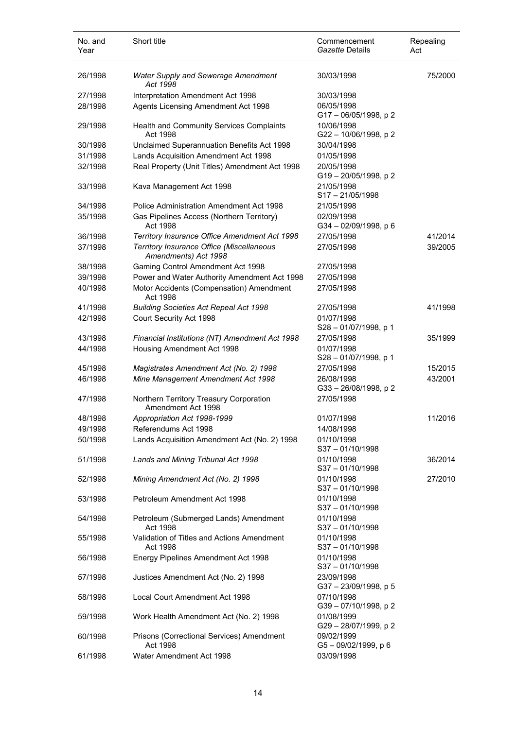| No. and Year | Short title | Commencement *Gazette* Details | Repealing Act |
|---|---|---|---|
| 26/1998 | *Water Supply and Sewerage Amendment Act 1998* | 30/03/1998 | 75/2000 |
| 27/1998 | Interpretation Amendment Act 1998 | 30/03/1998 | |
| 28/1998 | Agents Licensing Amendment Act 1998 | 06/05/1998<br>G17 – 06/05/1998, p 2 | |
| 29/1998 | Health and Community Services Complaints Act 1998 | 10/06/1998<br>G22 – 10/06/1998, p 2 | |
| 30/1998 | Unclaimed Superannuation Benefits Act 1998 | 30/04/1998 | |
| 31/1998 | Lands Acquisition Amendment Act 1998 | 01/05/1998 | |
| 32/1998 | Real Property (Unit Titles) Amendment Act 1998 | 20/05/1998<br>G19 – 20/05/1998, p 2 | |
| 33/1998 | Kava Management Act 1998 | 21/05/1998<br>S17 – 21/05/1998 | |
| 34/1998 | Police Administration Amendment Act 1998 | 21/05/1998 | |
| 35/1998 | Gas Pipelines Access (Northern Territory) Act 1998 | 02/09/1998<br>G34 – 02/09/1998, p 6 | |
| 36/1998 | *Territory Insurance Office Amendment Act 1998* | 27/05/1998 | 41/2014 |
| 37/1998 | *Territory Insurance Office (Miscellaneous Amendments) Act 1998* | 27/05/1998 | 39/2005 |
| 38/1998 | Gaming Control Amendment Act 1998 | 27/05/1998 | |
| 39/1998 | Power and Water Authority Amendment Act 1998 | 27/05/1998 | |
| 40/1998 | Motor Accidents (Compensation) Amendment Act 1998 | 27/05/1998 | |
| 41/1998 | *Building Societies Act Repeal Act 1998* | 27/05/1998 | 41/1998 |
| 42/1998 | Court Security Act 1998 | 01/07/1998<br>S28 – 01/07/1998, p 1 | |
| 43/1998 | *Financial Institutions (NT) Amendment Act 1998* | 27/05/1998 | 35/1999 |
| 44/1998 | Housing Amendment Act 1998 | 01/07/1998<br>S28 – 01/07/1998, p 1 | |
| 45/1998 | *Magistrates Amendment Act (No. 2) 1998* | 27/05/1998 | 15/2015 |
| 46/1998 | *Mine Management Amendment Act 1998* | 26/08/1998<br>G33 – 26/08/1998, p 2 | 43/2001 |
| 47/1998 | Northern Territory Treasury Corporation Amendment Act 1998 | 27/05/1998 | |
| 48/1998 | *Appropriation Act 1998-1999* | 01/07/1998 | 11/2016 |
| 49/1998 | Referendums Act 1998 | 14/08/1998 | |
| 50/1998 | Lands Acquisition Amendment Act (No. 2) 1998 | 01/10/1998<br>S37 – 01/10/1998 | |
| 51/1998 | *Lands and Mining Tribunal Act 1998* | 01/10/1998<br>S37 – 01/10/1998 | 36/2014 |
| 52/1998 | *Mining Amendment Act (No. 2) 1998* | 01/10/1998<br>S37 – 01/10/1998 | 27/2010 |
| 53/1998 | Petroleum Amendment Act 1998 | 01/10/1998<br>S37 – 01/10/1998 | |
| 54/1998 | Petroleum (Submerged Lands) Amendment Act 1998 | 01/10/1998<br>S37 – 01/10/1998 | |
| 55/1998 | Validation of Titles and Actions Amendment Act 1998 | 01/10/1998<br>S37 – 01/10/1998 | |
| 56/1998 | Energy Pipelines Amendment Act 1998 | 01/10/1998<br>S37 – 01/10/1998 | |
| 57/1998 | Justices Amendment Act (No. 2) 1998 | 23/09/1998<br>G37 – 23/09/1998, p 5 | |
| 58/1998 | Local Court Amendment Act 1998 | 07/10/1998<br>G39 – 07/10/1998, p 2 | |
| 59/1998 | Work Health Amendment Act (No. 2) 1998 | 01/08/1999<br>G29 – 28/07/1999, p 2 | |
| 60/1998 | Prisons (Correctional Services) Amendment Act 1998 | 09/02/1999<br>G5 – 09/02/1999, p 6 | |
| 61/1998 | Water Amendment Act 1998 | 03/09/1998 | |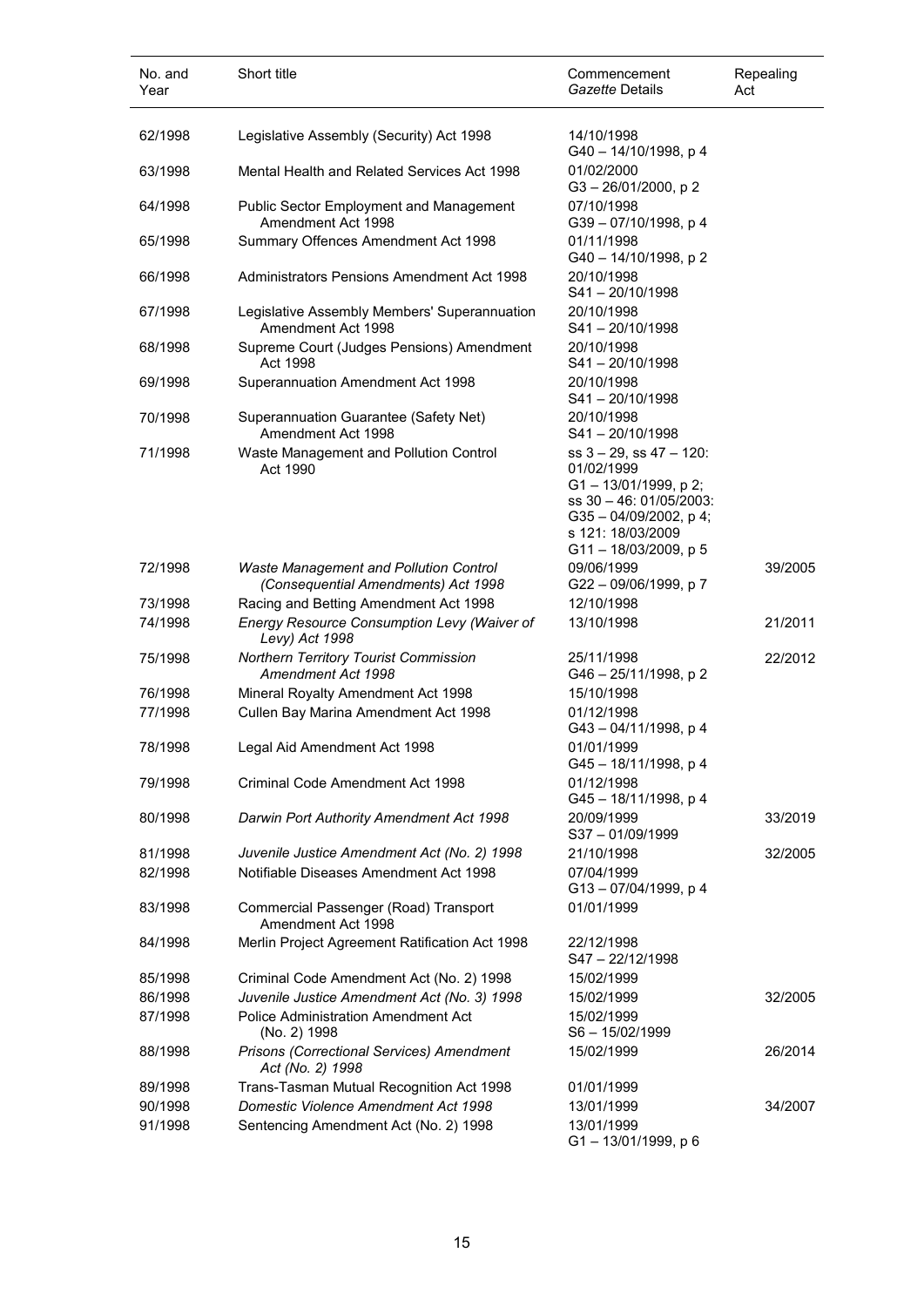| No. and Year | Short title | Commencement *Gazette* Details | Repealing Act |
|---|---|---|---|
| 62/1998 | Legislative Assembly (Security) Act 1998 | 14/10/1998<br>G40 – 14/10/1998, p 4 | |
| 63/1998 | Mental Health and Related Services Act 1998 | 01/02/2000<br>G3 – 26/01/2000, p 2 | |
| 64/1998 | Public Sector Employment and Management Amendment Act 1998 | 07/10/1998<br>G39 – 07/10/1998, p 4 | |
| 65/1998 | Summary Offences Amendment Act 1998 | 01/11/1998<br>G40 – 14/10/1998, p 2 | |
| 66/1998 | Administrators Pensions Amendment Act 1998 | 20/10/1998<br>S41 – 20/10/1998 | |
| 67/1998 | Legislative Assembly Members' Superannuation Amendment Act 1998 | 20/10/1998<br>S41 – 20/10/1998 | |
| 68/1998 | Supreme Court (Judges Pensions) Amendment Act 1998 | 20/10/1998<br>S41 – 20/10/1998 | |
| 69/1998 | Superannuation Amendment Act 1998 | 20/10/1998<br>S41 – 20/10/1998 | |
| 70/1998 | Superannuation Guarantee (Safety Net) Amendment Act 1998 | 20/10/1998<br>S41 – 20/10/1998 | |
| 71/1998 | Waste Management and Pollution Control Act 1990 | ss 3 – 29, ss 47 – 120: 01/02/1999<br>G1 – 13/01/1999, p 2;<br>ss 30 – 46: 01/05/2003:<br>G35 – 04/09/2002, p 4;<br>s 121: 18/03/2009<br>G11 – 18/03/2009, p 5 | |
| 72/1998 | *Waste Management and Pollution Control (Consequential Amendments) Act 1998* | 09/06/1999<br>G22 – 09/06/1999, p 7 | 39/2005 |
| 73/1998 | Racing and Betting Amendment Act 1998 | 12/10/1998 | |
| 74/1998 | *Energy Resource Consumption Levy (Waiver of Levy) Act 1998* | 13/10/1998 | 21/2011 |
| 75/1998 | *Northern Territory Tourist Commission Amendment Act 1998* | 25/11/1998<br>G46 – 25/11/1998, p 2 | 22/2012 |
| 76/1998 | Mineral Royalty Amendment Act 1998 | 15/10/1998 | |
| 77/1998 | Cullen Bay Marina Amendment Act 1998 | 01/12/1998<br>G43 – 04/11/1998, p 4 | |
| 78/1998 | Legal Aid Amendment Act 1998 | 01/01/1999<br>G45 – 18/11/1998, p 4 | |
| 79/1998 | Criminal Code Amendment Act 1998 | 01/12/1998<br>G45 – 18/11/1998, p 4 | |
| 80/1998 | *Darwin Port Authority Amendment Act 1998* | 20/09/1999<br>S37 – 01/09/1999 | 33/2019 |
| 81/1998 | *Juvenile Justice Amendment Act (No. 2) 1998* | 21/10/1998 | 32/2005 |
| 82/1998 | Notifiable Diseases Amendment Act 1998 | 07/04/1999<br>G13 – 07/04/1999, p 4 | |
| 83/1998 | Commercial Passenger (Road) Transport Amendment Act 1998 | 01/01/1999 | |
| 84/1998 | Merlin Project Agreement Ratification Act 1998 | 22/12/1998<br>S47 – 22/12/1998 | |
| 85/1998 | Criminal Code Amendment Act (No. 2) 1998 | 15/02/1999 | |
| 86/1998 | *Juvenile Justice Amendment Act (No. 3) 1998* | 15/02/1999 | 32/2005 |
| 87/1998 | Police Administration Amendment Act (No. 2) 1998 | 15/02/1999<br>S6 – 15/02/1999 | |
| 88/1998 | *Prisons (Correctional Services) Amendment Act (No. 2) 1998* | 15/02/1999 | 26/2014 |
| 89/1998 | Trans-Tasman Mutual Recognition Act 1998 | 01/01/1999 | |
| 90/1998 | *Domestic Violence Amendment Act 1998* | 13/01/1999 | 34/2007 |
| 91/1998 | Sentencing Amendment Act (No. 2) 1998 | 13/01/1999<br>G1 – 13/01/1999, p 6 | |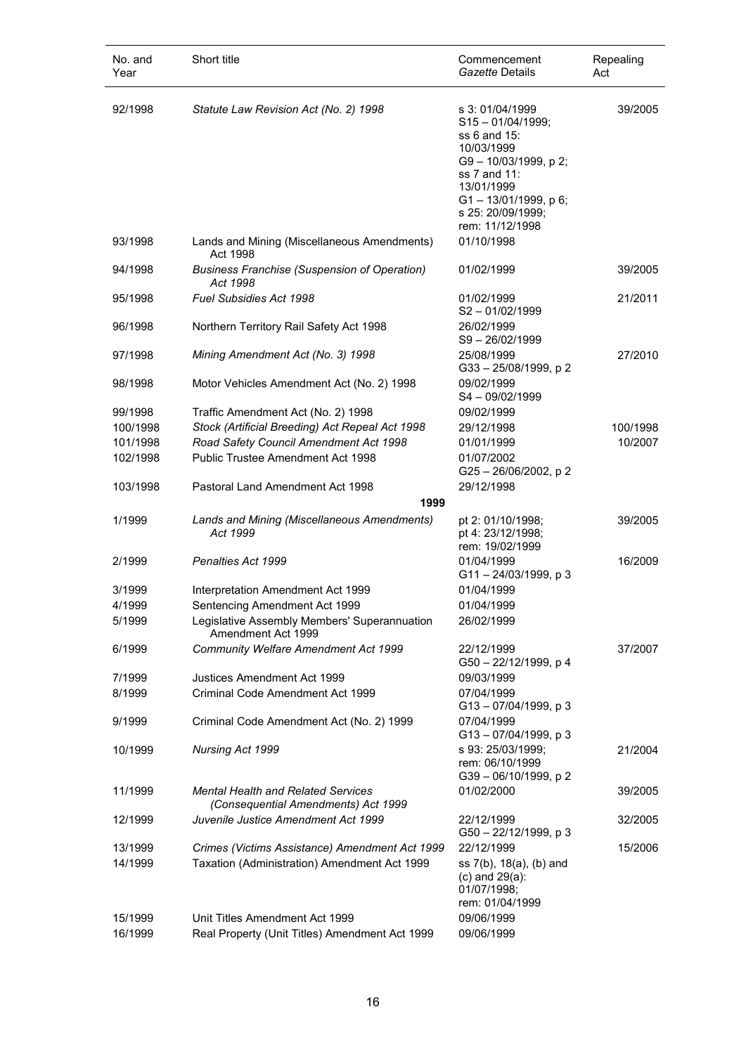| No. and Year | Short title | Commencement *Gazette* Details | Repealing Act |
|---|---|---|---|
| 92/1998 | *Statute Law Revision Act (No. 2) 1998* | s 3: 01/04/1999 S15 – 01/04/1999; ss 6 and 15: 10/03/1999 G9 – 10/03/1999, p 2; ss 7 and 11: 13/01/1999 G1 – 13/01/1999, p 6; s 25: 20/09/1999; rem: 11/12/1998 | 39/2005 |
| 93/1998 | Lands and Mining (Miscellaneous Amendments) Act 1998 | 01/10/1998 | |
| 94/1998 | *Business Franchise (Suspension of Operation) Act 1998* | 01/02/1999 | 39/2005 |
| 95/1998 | *Fuel Subsidies Act 1998* | 01/02/1999 S2 – 01/02/1999 | 21/2011 |
| 96/1998 | Northern Territory Rail Safety Act 1998 | 26/02/1999 S9 – 26/02/1999 | |
| 97/1998 | *Mining Amendment Act (No. 3) 1998* | 25/08/1999 G33 – 25/08/1999, p 2 | 27/2010 |
| 98/1998 | Motor Vehicles Amendment Act (No. 2) 1998 | 09/02/1999 S4 – 09/02/1999 | |
| 99/1998 | Traffic Amendment Act (No. 2) 1998 | 09/02/1999 | |
| 100/1998 | *Stock (Artificial Breeding) Act Repeal Act 1998* | 29/12/1998 | 100/1998 |
| 101/1998 | *Road Safety Council Amendment Act 1998* | 01/01/1999 | 10/2007 |
| 102/1998 | Public Trustee Amendment Act 1998 | 01/07/2002 G25 – 26/06/2002, p 2 | |
| 103/1998 | Pastoral Land Amendment Act 1998 | 29/12/1998 | |
| | **1999** | | |
| 1/1999 | *Lands and Mining (Miscellaneous Amendments) Act 1999* | pt 2: 01/10/1998; pt 4: 23/12/1998; rem: 19/02/1999 | 39/2005 |
| 2/1999 | *Penalties Act 1999* | 01/04/1999 G11 – 24/03/1999, p 3 | 16/2009 |
| 3/1999 | Interpretation Amendment Act 1999 | 01/04/1999 | |
| 4/1999 | Sentencing Amendment Act 1999 | 01/04/1999 | |
| 5/1999 | Legislative Assembly Members' Superannuation Amendment Act 1999 | 26/02/1999 | |
| 6/1999 | *Community Welfare Amendment Act 1999* | 22/12/1999 G50 – 22/12/1999, p 4 | 37/2007 |
| 7/1999 | Justices Amendment Act 1999 | 09/03/1999 | |
| 8/1999 | Criminal Code Amendment Act 1999 | 07/04/1999 G13 – 07/04/1999, p 3 | |
| 9/1999 | Criminal Code Amendment Act (No. 2) 1999 | 07/04/1999 G13 – 07/04/1999, p 3 | |
| 10/1999 | *Nursing Act 1999* | s 93: 25/03/1999; rem: 06/10/1999 G39 – 06/10/1999, p 2 | 21/2004 |
| 11/1999 | *Mental Health and Related Services (Consequential Amendments) Act 1999* | 01/02/2000 | 39/2005 |
| 12/1999 | *Juvenile Justice Amendment Act 1999* | 22/12/1999 G50 – 22/12/1999, p 3 | 32/2005 |
| 13/1999 | *Crimes (Victims Assistance) Amendment Act 1999* | 22/12/1999 | 15/2006 |
| 14/1999 | Taxation (Administration) Amendment Act 1999 | ss 7(b), 18(a), (b) and (c) and 29(a): 01/07/1998; rem: 01/04/1999 | |
| 15/1999 | Unit Titles Amendment Act 1999 | 09/06/1999 | |
| 16/1999 | Real Property (Unit Titles) Amendment Act 1999 | 09/06/1999 | |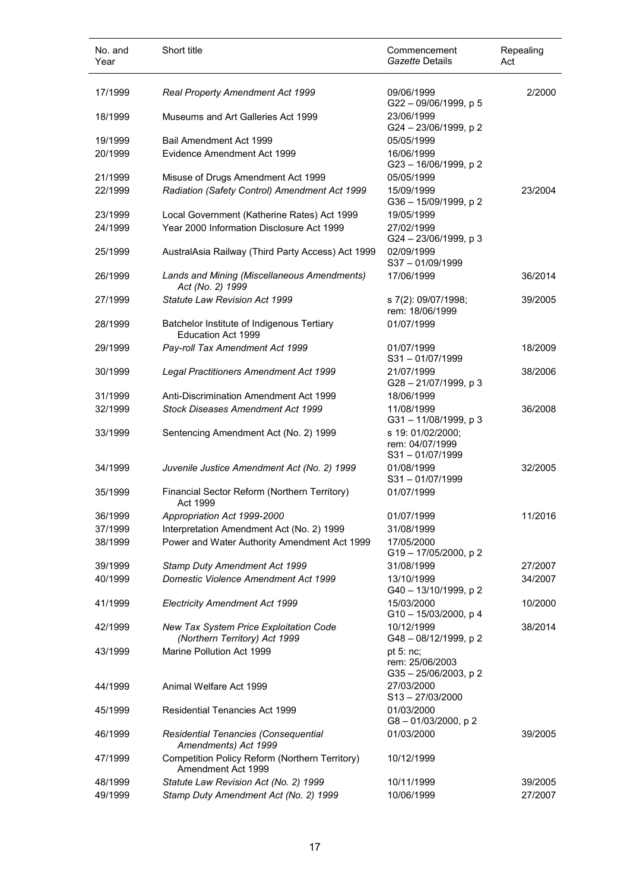| No. and Year | Short title | Commencement *Gazette* Details | Repealing Act |
|---|---|---|---|
| 17/1999 | *Real Property Amendment Act 1999* | 09/06/1999<br>G22 – 09/06/1999, p 5 | 2/2000 |
| 18/1999 | Museums and Art Galleries Act 1999 | 23/06/1999<br>G24 – 23/06/1999, p 2 | |
| 19/1999 | Bail Amendment Act 1999 | 05/05/1999 | |
| 20/1999 | Evidence Amendment Act 1999 | 16/06/1999<br>G23 – 16/06/1999, p 2 | |
| 21/1999 | Misuse of Drugs Amendment Act 1999 | 05/05/1999 | |
| 22/1999 | *Radiation (Safety Control) Amendment Act 1999* | 15/09/1999<br>G36 – 15/09/1999, p 2 | 23/2004 |
| 23/1999 | Local Government (Katherine Rates) Act 1999 | 19/05/1999 | |
| 24/1999 | Year 2000 Information Disclosure Act 1999 | 27/02/1999<br>G24 – 23/06/1999, p 3 | |
| 25/1999 | AustralAsia Railway (Third Party Access) Act 1999 | 02/09/1999<br>S37 – 01/09/1999 | |
| 26/1999 | *Lands and Mining (Miscellaneous Amendments) Act (No. 2) 1999* | 17/06/1999 | 36/2014 |
| 27/1999 | *Statute Law Revision Act 1999* | s 7(2): 09/07/1998;<br>rem: 18/06/1999 | 39/2005 |
| 28/1999 | Batchelor Institute of Indigenous Tertiary Education Act 1999 | 01/07/1999 | |
| 29/1999 | *Pay-roll Tax Amendment Act 1999* | 01/07/1999<br>S31 – 01/07/1999 | 18/2009 |
| 30/1999 | *Legal Practitioners Amendment Act 1999* | 21/07/1999<br>G28 – 21/07/1999, p 3 | 38/2006 |
| 31/1999 | Anti-Discrimination Amendment Act 1999 | 18/06/1999 | |
| 32/1999 | *Stock Diseases Amendment Act 1999* | 11/08/1999<br>G31 – 11/08/1999, p 3 | 36/2008 |
| 33/1999 | Sentencing Amendment Act (No. 2) 1999 | s 19: 01/02/2000;<br>rem: 04/07/1999<br>S31 – 01/07/1999 | |
| 34/1999 | *Juvenile Justice Amendment Act (No. 2) 1999* | 01/08/1999<br>S31 – 01/07/1999 | 32/2005 |
| 35/1999 | Financial Sector Reform (Northern Territory) Act 1999 | 01/07/1999 | |
| 36/1999 | *Appropriation Act 1999-2000* | 01/07/1999 | 11/2016 |
| 37/1999 | Interpretation Amendment Act (No. 2) 1999 | 31/08/1999 | |
| 38/1999 | Power and Water Authority Amendment Act 1999 | 17/05/2000<br>G19 – 17/05/2000, p 2 | |
| 39/1999 | *Stamp Duty Amendment Act 1999* | 31/08/1999 | 27/2007 |
| 40/1999 | *Domestic Violence Amendment Act 1999* | 13/10/1999<br>G40 – 13/10/1999, p 2 | 34/2007 |
| 41/1999 | *Electricity Amendment Act 1999* | 15/03/2000<br>G10 – 15/03/2000, p 4 | 10/2000 |
| 42/1999 | *New Tax System Price Exploitation Code (Northern Territory) Act 1999* | 10/12/1999<br>G48 – 08/12/1999, p 2 | 38/2014 |
| 43/1999 | Marine Pollution Act 1999 | pt 5: nc;<br>rem: 25/06/2003<br>G35 – 25/06/2003, p 2 | |
| 44/1999 | Animal Welfare Act 1999 | 27/03/2000<br>S13 – 27/03/2000 | |
| 45/1999 | Residential Tenancies Act 1999 | 01/03/2000<br>G8 – 01/03/2000, p 2 | |
| 46/1999 | *Residential Tenancies (Consequential Amendments) Act 1999* | 01/03/2000 | 39/2005 |
| 47/1999 | Competition Policy Reform (Northern Territory) Amendment Act 1999 | 10/12/1999 | |
| 48/1999 | *Statute Law Revision Act (No. 2) 1999* | 10/11/1999 | 39/2005 |
| 49/1999 | *Stamp Duty Amendment Act (No. 2) 1999* | 10/06/1999 | 27/2007 |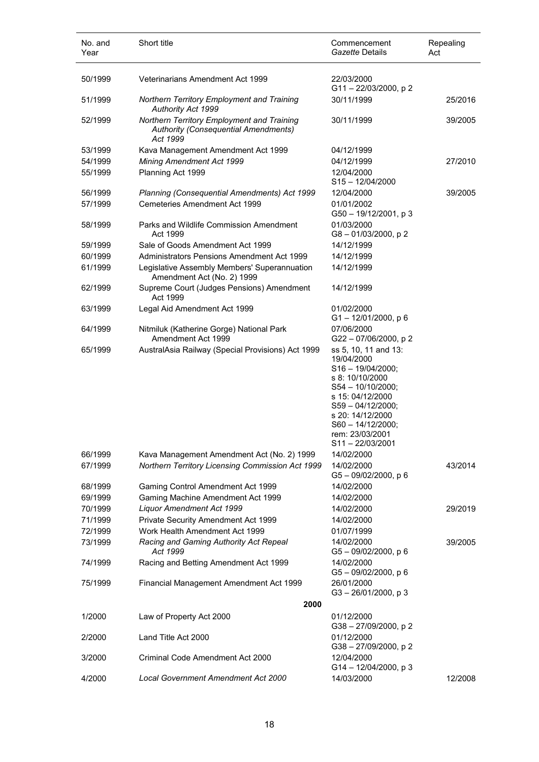| No. and Year | Short title | Commencement *Gazette* Details | Repealing Act |
|---|---|---|---|
| 50/1999 | Veterinarians Amendment Act 1999 | 22/03/2000<br>G11 – 22/03/2000, p 2 | |
| 51/1999 | *Northern Territory Employment and Training Authority Act 1999* | 30/11/1999 | 25/2016 |
| 52/1999 | *Northern Territory Employment and Training Authority (Consequential Amendments) Act 1999* | 30/11/1999 | 39/2005 |
| 53/1999 | Kava Management Amendment Act 1999 | 04/12/1999 | |
| 54/1999 | *Mining Amendment Act 1999* | 04/12/1999 | 27/2010 |
| 55/1999 | Planning Act 1999 | 12/04/2000<br>S15 – 12/04/2000 | |
| 56/1999 | *Planning (Consequential Amendments) Act 1999* | 12/04/2000 | 39/2005 |
| 57/1999 | Cemeteries Amendment Act 1999 | 01/01/2002<br>G50 – 19/12/2001, p 3 | |
| 58/1999 | Parks and Wildlife Commission Amendment Act 1999 | 01/03/2000<br>G8 – 01/03/2000, p 2 | |
| 59/1999 | Sale of Goods Amendment Act 1999 | 14/12/1999 | |
| 60/1999 | Administrators Pensions Amendment Act 1999 | 14/12/1999 | |
| 61/1999 | Legislative Assembly Members' Superannuation Amendment Act (No. 2) 1999 | 14/12/1999 | |
| 62/1999 | Supreme Court (Judges Pensions) Amendment Act 1999 | 14/12/1999 | |
| 63/1999 | Legal Aid Amendment Act 1999 | 01/02/2000<br>G1 – 12/01/2000, p 6 | |
| 64/1999 | Nitmiluk (Katherine Gorge) National Park Amendment Act 1999 | 07/06/2000<br>G22 – 07/06/2000, p 2 | |
| 65/1999 | AustralAsia Railway (Special Provisions) Act 1999 | ss 5, 10, 11 and 13: 19/04/2000<br>S16 – 19/04/2000;<br>s 8: 10/10/2000<br>S54 – 10/10/2000;<br>s 15: 04/12/2000<br>S59 – 04/12/2000;<br>s 20: 14/12/2000<br>S60 – 14/12/2000;<br>rem: 23/03/2001<br>S11 – 22/03/2001 | |
| 66/1999 | Kava Management Amendment Act (No. 2) 1999 | 14/02/2000 | |
| 67/1999 | *Northern Territory Licensing Commission Act 1999* | 14/02/2000<br>G5 – 09/02/2000, p 6 | 43/2014 |
| 68/1999 | Gaming Control Amendment Act 1999 | 14/02/2000 | |
| 69/1999 | Gaming Machine Amendment Act 1999 | 14/02/2000 | |
| 70/1999 | *Liquor Amendment Act 1999* | 14/02/2000 | 29/2019 |
| 71/1999 | Private Security Amendment Act 1999 | 14/02/2000 | |
| 72/1999 | Work Health Amendment Act 1999 | 01/07/1999 | |
| 73/1999 | *Racing and Gaming Authority Act Repeal Act 1999* | 14/02/2000<br>G5 – 09/02/2000, p 6 | 39/2005 |
| 74/1999 | Racing and Betting Amendment Act 1999 | 14/02/2000<br>G5 – 09/02/2000, p 6 | |
| 75/1999 | Financial Management Amendment Act 1999 | 26/01/2000<br>G3 – 26/01/2000, p 3 | |
| | **2000** | | |
| 1/2000 | Law of Property Act 2000 | 01/12/2000<br>G38 – 27/09/2000, p 2 | |
| 2/2000 | Land Title Act 2000 | 01/12/2000<br>G38 – 27/09/2000, p 2 | |
| 3/2000 | Criminal Code Amendment Act 2000 | 12/04/2000<br>G14 – 12/04/2000, p 3 | |
| 4/2000 | *Local Government Amendment Act 2000* | 14/03/2000 | 12/2008 |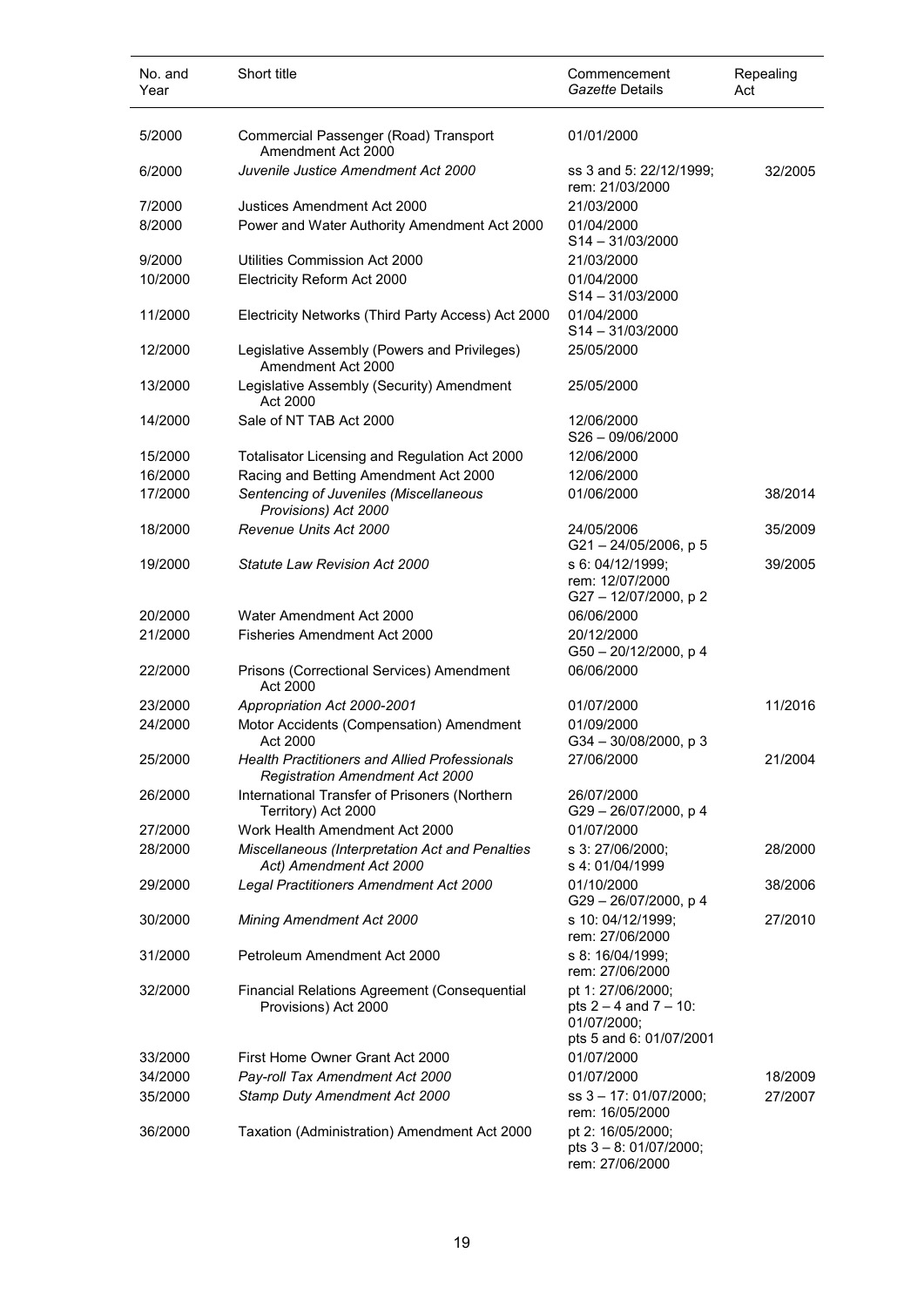| No. and Year | Short title | Commencement *Gazette* Details | Repealing Act |
|---|---|---|---|
| 5/2000 | Commercial Passenger (Road) Transport Amendment Act 2000 | 01/01/2000 | |
| 6/2000 | *Juvenile Justice Amendment Act 2000* | ss 3 and 5: 22/12/1999; rem: 21/03/2000 | 32/2005 |
| 7/2000 | Justices Amendment Act 2000 | 21/03/2000 | |
| 8/2000 | Power and Water Authority Amendment Act 2000 | 01/04/2000 S14 – 31/03/2000 | |
| 9/2000 | Utilities Commission Act 2000 | 21/03/2000 | |
| 10/2000 | Electricity Reform Act 2000 | 01/04/2000 S14 – 31/03/2000 | |
| 11/2000 | Electricity Networks (Third Party Access) Act 2000 | 01/04/2000 S14 – 31/03/2000 | |
| 12/2000 | Legislative Assembly (Powers and Privileges) Amendment Act 2000 | 25/05/2000 | |
| 13/2000 | Legislative Assembly (Security) Amendment Act 2000 | 25/05/2000 | |
| 14/2000 | Sale of NT TAB Act 2000 | 12/06/2000 S26 – 09/06/2000 | |
| 15/2000 | Totalisator Licensing and Regulation Act 2000 | 12/06/2000 | |
| 16/2000 | Racing and Betting Amendment Act 2000 | 12/06/2000 | |
| 17/2000 | *Sentencing of Juveniles (Miscellaneous Provisions) Act 2000* | 01/06/2000 | 38/2014 |
| 18/2000 | *Revenue Units Act 2000* | 24/05/2006 G21 – 24/05/2006, p 5 | 35/2009 |
| 19/2000 | *Statute Law Revision Act 2000* | s 6: 04/12/1999; rem: 12/07/2000 G27 – 12/07/2000, p 2 | 39/2005 |
| 20/2000 | Water Amendment Act 2000 | 06/06/2000 | |
| 21/2000 | Fisheries Amendment Act 2000 | 20/12/2000 G50 – 20/12/2000, p 4 | |
| 22/2000 | Prisons (Correctional Services) Amendment Act 2000 | 06/06/2000 | |
| 23/2000 | *Appropriation Act 2000-2001* | 01/07/2000 | 11/2016 |
| 24/2000 | Motor Accidents (Compensation) Amendment Act 2000 | 01/09/2000 G34 – 30/08/2000, p 3 | |
| 25/2000 | *Health Practitioners and Allied Professionals Registration Amendment Act 2000* | 27/06/2000 | 21/2004 |
| 26/2000 | International Transfer of Prisoners (Northern Territory) Act 2000 | 26/07/2000 G29 – 26/07/2000, p 4 | |
| 27/2000 | Work Health Amendment Act 2000 | 01/07/2000 | |
| 28/2000 | *Miscellaneous (Interpretation Act and Penalties Act) Amendment Act 2000* | s 3: 27/06/2000; s 4: 01/04/1999 | 28/2000 |
| 29/2000 | *Legal Practitioners Amendment Act 2000* | 01/10/2000 G29 – 26/07/2000, p 4 | 38/2006 |
| 30/2000 | *Mining Amendment Act 2000* | s 10: 04/12/1999; rem: 27/06/2000 | 27/2010 |
| 31/2000 | Petroleum Amendment Act 2000 | s 8: 16/04/1999; rem: 27/06/2000 | |
| 32/2000 | Financial Relations Agreement (Consequential Provisions) Act 2000 | pt 1: 27/06/2000; pts 2 – 4 and 7 – 10: 01/07/2000; pts 5 and 6: 01/07/2001 | |
| 33/2000 | First Home Owner Grant Act 2000 | 01/07/2000 | |
| 34/2000 | *Pay-roll Tax Amendment Act 2000* | 01/07/2000 | 18/2009 |
| 35/2000 | *Stamp Duty Amendment Act 2000* | ss 3 – 17: 01/07/2000; rem: 16/05/2000 | 27/2007 |
| 36/2000 | Taxation (Administration) Amendment Act 2000 | pt 2: 16/05/2000; pts 3 – 8: 01/07/2000; rem: 27/06/2000 | |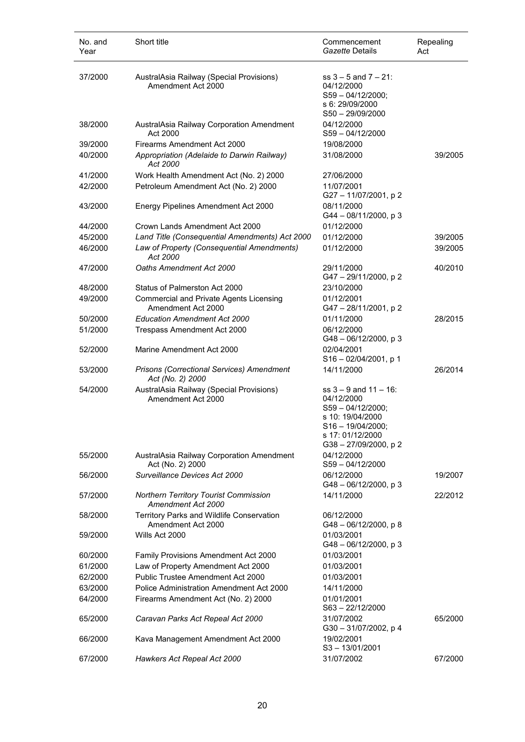| No. and Year | Short title | Commencement *Gazette* Details | Repealing Act |
|---|---|---|---|
| 37/2000 | AustralAsia Railway (Special Provisions) Amendment Act 2000 | ss 3 – 5 and 7 – 21: 04/12/2000 S59 – 04/12/2000; s 6: 29/09/2000 S50 – 29/09/2000 | |
| 38/2000 | AustralAsia Railway Corporation Amendment Act 2000 | 04/12/2000 S59 – 04/12/2000 | |
| 39/2000 | Firearms Amendment Act 2000 | 19/08/2000 | |
| 40/2000 | *Appropriation (Adelaide to Darwin Railway) Act 2000* | 31/08/2000 | 39/2005 |
| 41/2000 | Work Health Amendment Act (No. 2) 2000 | 27/06/2000 | |
| 42/2000 | Petroleum Amendment Act (No. 2) 2000 | 11/07/2001 G27 – 11/07/2001, p 2 | |
| 43/2000 | Energy Pipelines Amendment Act 2000 | 08/11/2000 G44 – 08/11/2000, p 3 | |
| 44/2000 | Crown Lands Amendment Act 2000 | 01/12/2000 | |
| 45/2000 | *Land Title (Consequential Amendments) Act 2000* | 01/12/2000 | 39/2005 |
| 46/2000 | *Law of Property (Consequential Amendments) Act 2000* | 01/12/2000 | 39/2005 |
| 47/2000 | *Oaths Amendment Act 2000* | 29/11/2000 G47 – 29/11/2000, p 2 | 40/2010 |
| 48/2000 | Status of Palmerston Act 2000 | 23/10/2000 | |
| 49/2000 | Commercial and Private Agents Licensing Amendment Act 2000 | 01/12/2001 G47 – 28/11/2001, p 2 | |
| 50/2000 | *Education Amendment Act 2000* | 01/11/2000 | 28/2015 |
| 51/2000 | Trespass Amendment Act 2000 | 06/12/2000 G48 – 06/12/2000, p 3 | |
| 52/2000 | Marine Amendment Act 2000 | 02/04/2001 S16 – 02/04/2001, p 1 | |
| 53/2000 | *Prisons (Correctional Services) Amendment Act (No. 2) 2000* | 14/11/2000 | 26/2014 |
| 54/2000 | AustralAsia Railway (Special Provisions) Amendment Act 2000 | ss 3 – 9 and 11 – 16: 04/12/2000 S59 – 04/12/2000; s 10: 19/04/2000 S16 – 19/04/2000; s 17: 01/12/2000 G38 – 27/09/2000, p 2 | |
| 55/2000 | AustralAsia Railway Corporation Amendment Act (No. 2) 2000 | 04/12/2000 S59 – 04/12/2000 | |
| 56/2000 | *Surveillance Devices Act 2000* | 06/12/2000 G48 – 06/12/2000, p 3 | 19/2007 |
| 57/2000 | *Northern Territory Tourist Commission Amendment Act 2000* | 14/11/2000 | 22/2012 |
| 58/2000 | Territory Parks and Wildlife Conservation Amendment Act 2000 | 06/12/2000 G48 – 06/12/2000, p 8 | |
| 59/2000 | Wills Act 2000 | 01/03/2001 G48 – 06/12/2000, p 3 | |
| 60/2000 | Family Provisions Amendment Act 2000 | 01/03/2001 | |
| 61/2000 | Law of Property Amendment Act 2000 | 01/03/2001 | |
| 62/2000 | Public Trustee Amendment Act 2000 | 01/03/2001 | |
| 63/2000 | Police Administration Amendment Act 2000 | 14/11/2000 | |
| 64/2000 | Firearms Amendment Act (No. 2) 2000 | 01/01/2001 S63 – 22/12/2000 | |
| 65/2000 | *Caravan Parks Act Repeal Act 2000* | 31/07/2002 G30 – 31/07/2002, p 4 | 65/2000 |
| 66/2000 | Kava Management Amendment Act 2000 | 19/02/2001 S3 – 13/01/2001 | |
| 67/2000 | *Hawkers Act Repeal Act 2000* | 31/07/2002 | 67/2000 |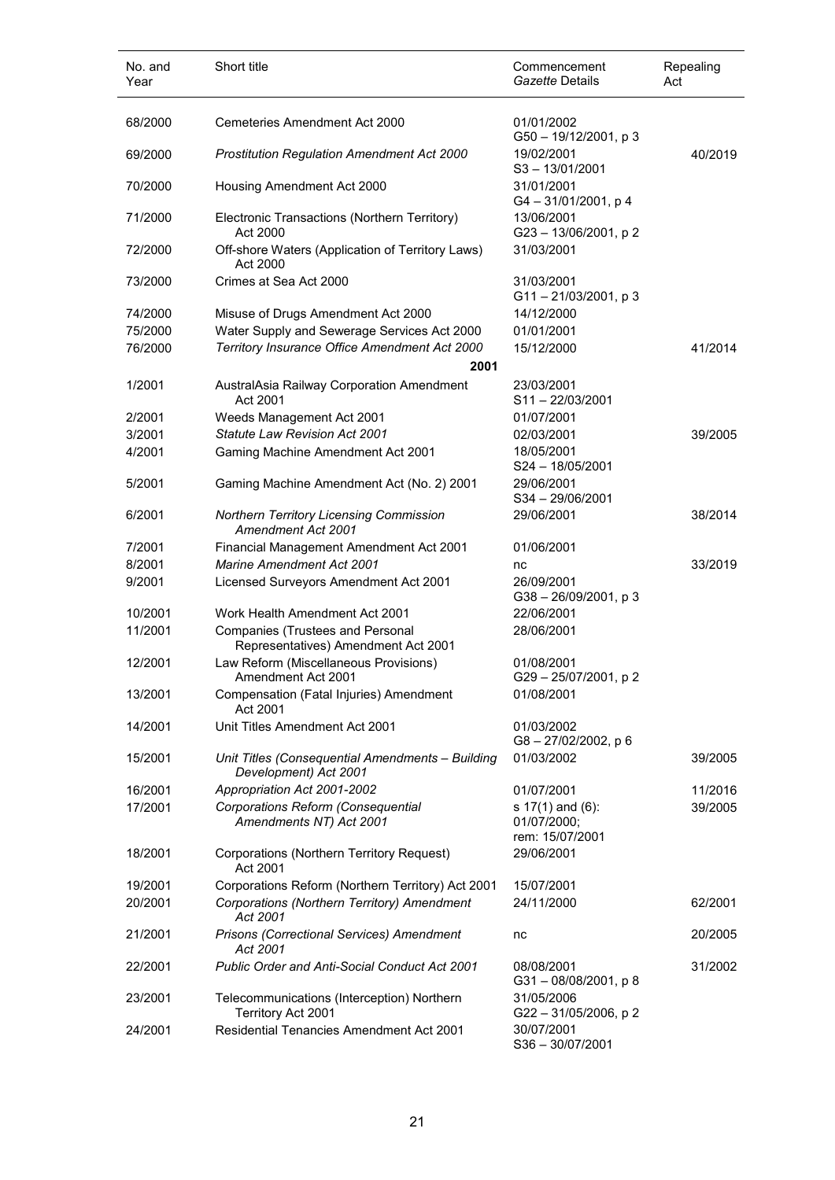| No. and Year | Short title | Commencement *Gazette* Details | Repealing Act |
| --- | --- | --- | --- |
| 68/2000 | Cemeteries Amendment Act 2000 | 01/01/2002 G50 – 19/12/2001, p 3 | |
| 69/2000 | *Prostitution Regulation Amendment Act 2000* | 19/02/2001 S3 – 13/01/2001 | 40/2019 |
| 70/2000 | Housing Amendment Act 2000 | 31/01/2001 G4 – 31/01/2001, p 4 | |
| 71/2000 | Electronic Transactions (Northern Territory) Act 2000 | 13/06/2001 G23 – 13/06/2001, p 2 | |
| 72/2000 | Off-shore Waters (Application of Territory Laws) Act 2000 | 31/03/2001 | |
| 73/2000 | Crimes at Sea Act 2000 | 31/03/2001 G11 – 21/03/2001, p 3 | |
| 74/2000 | Misuse of Drugs Amendment Act 2000 | 14/12/2000 | |
| 75/2000 | Water Supply and Sewerage Services Act 2000 | 01/01/2001 | |
| 76/2000 | *Territory Insurance Office Amendment Act 2000* | 15/12/2000 | 41/2014 |
| | **2001** | | |
| 1/2001 | AustralAsia Railway Corporation Amendment Act 2001 | 23/03/2001 S11 – 22/03/2001 | |
| 2/2001 | Weeds Management Act 2001 | 01/07/2001 | |
| 3/2001 | *Statute Law Revision Act 2001* | 02/03/2001 | 39/2005 |
| 4/2001 | Gaming Machine Amendment Act 2001 | 18/05/2001 S24 – 18/05/2001 | |
| 5/2001 | Gaming Machine Amendment Act (No. 2) 2001 | 29/06/2001 S34 – 29/06/2001 | |
| 6/2001 | *Northern Territory Licensing Commission Amendment Act 2001* | 29/06/2001 | 38/2014 |
| 7/2001 | Financial Management Amendment Act 2001 | 01/06/2001 | |
| 8/2001 | *Marine Amendment Act 2001* | nc | 33/2019 |
| 9/2001 | Licensed Surveyors Amendment Act 2001 | 26/09/2001 G38 – 26/09/2001, p 3 | |
| 10/2001 | Work Health Amendment Act 2001 | 22/06/2001 | |
| 11/2001 | Companies (Trustees and Personal Representatives) Amendment Act 2001 | 28/06/2001 | |
| 12/2001 | Law Reform (Miscellaneous Provisions) Amendment Act 2001 | 01/08/2001 G29 – 25/07/2001, p 2 | |
| 13/2001 | Compensation (Fatal Injuries) Amendment Act 2001 | 01/08/2001 | |
| 14/2001 | Unit Titles Amendment Act 2001 | 01/03/2002 G8 – 27/02/2002, p 6 | |
| 15/2001 | *Unit Titles (Consequential Amendments – Building Development) Act 2001* | 01/03/2002 | 39/2005 |
| 16/2001 | *Appropriation Act 2001-2002* | 01/07/2001 | 11/2016 |
| 17/2001 | *Corporations Reform (Consequential Amendments NT) Act 2001* | s 17(1) and (6): 01/07/2000; rem: 15/07/2001 | 39/2005 |
| 18/2001 | Corporations (Northern Territory Request) Act 2001 | 29/06/2001 | |
| 19/2001 | Corporations Reform (Northern Territory) Act 2001 | 15/07/2001 | |
| 20/2001 | *Corporations (Northern Territory) Amendment Act 2001* | 24/11/2000 | 62/2001 |
| 21/2001 | *Prisons (Correctional Services) Amendment Act 2001* | nc | 20/2005 |
| 22/2001 | *Public Order and Anti-Social Conduct Act 2001* | 08/08/2001 G31 – 08/08/2001, p 8 | 31/2002 |
| 23/2001 | Telecommunications (Interception) Northern Territory Act 2001 | 31/05/2006 G22 – 31/05/2006, p 2 | |
| 24/2001 | Residential Tenancies Amendment Act 2001 | 30/07/2001 S36 – 30/07/2001 | |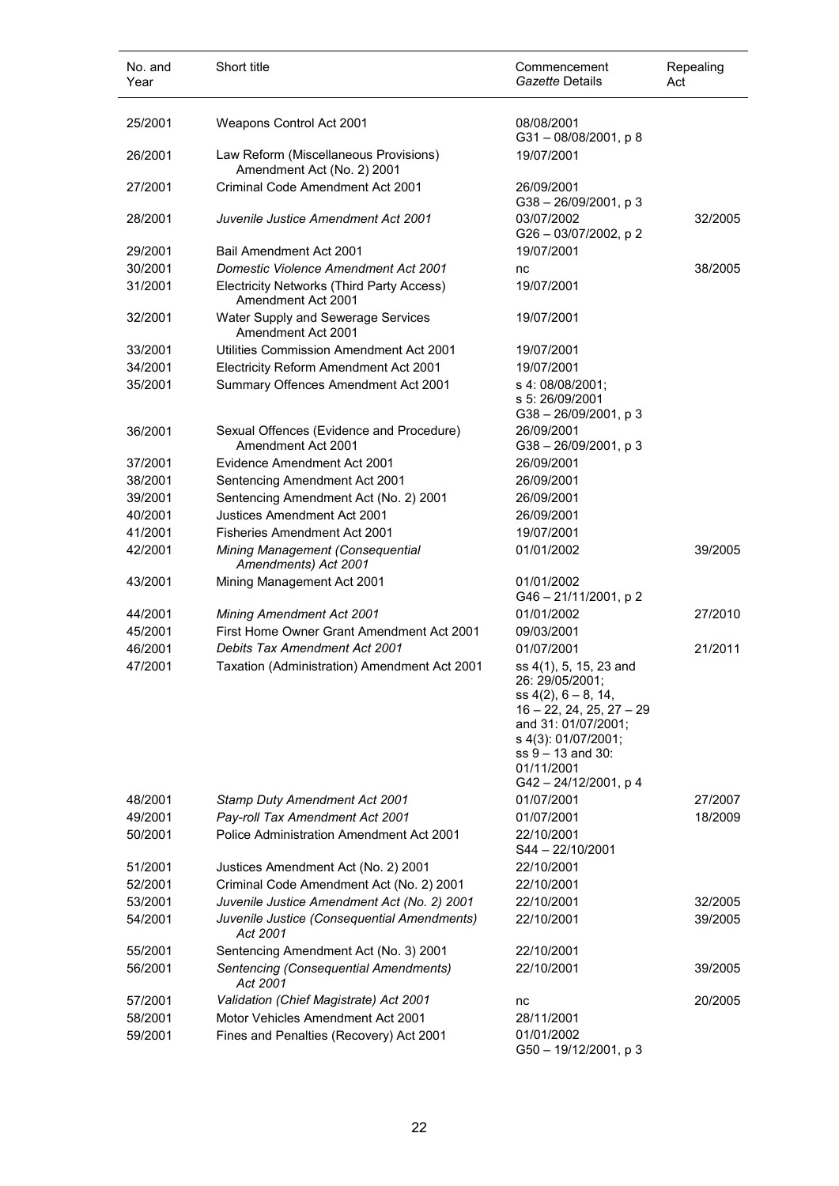| No. and Year | Short title | Commencement *Gazette* Details | Repealing Act |
|---|---|---|---|
| 25/2001 | Weapons Control Act 2001 | 08/08/2001<br>G31 – 08/08/2001, p 8 | |
| 26/2001 | Law Reform (Miscellaneous Provisions) Amendment Act (No. 2) 2001 | 19/07/2001 | |
| 27/2001 | Criminal Code Amendment Act 2001 | 26/09/2001<br>G38 – 26/09/2001, p 3 | |
| 28/2001 | *Juvenile Justice Amendment Act 2001* | 03/07/2002<br>G26 – 03/07/2002, p 2 | 32/2005 |
| 29/2001 | Bail Amendment Act 2001 | 19/07/2001 | |
| 30/2001 | *Domestic Violence Amendment Act 2001* | nc | 38/2005 |
| 31/2001 | Electricity Networks (Third Party Access) Amendment Act 2001 | 19/07/2001 | |
| 32/2001 | Water Supply and Sewerage Services Amendment Act 2001 | 19/07/2001 | |
| 33/2001 | Utilities Commission Amendment Act 2001 | 19/07/2001 | |
| 34/2001 | Electricity Reform Amendment Act 2001 | 19/07/2001 | |
| 35/2001 | Summary Offences Amendment Act 2001 | s 4: 08/08/2001;<br>s 5: 26/09/2001<br>G38 – 26/09/2001, p 3 | |
| 36/2001 | Sexual Offences (Evidence and Procedure) Amendment Act 2001 | 26/09/2001<br>G38 – 26/09/2001, p 3 | |
| 37/2001 | Evidence Amendment Act 2001 | 26/09/2001 | |
| 38/2001 | Sentencing Amendment Act 2001 | 26/09/2001 | |
| 39/2001 | Sentencing Amendment Act (No. 2) 2001 | 26/09/2001 | |
| 40/2001 | Justices Amendment Act 2001 | 26/09/2001 | |
| 41/2001 | Fisheries Amendment Act 2001 | 19/07/2001 | |
| 42/2001 | *Mining Management (Consequential Amendments) Act 2001* | 01/01/2002 | 39/2005 |
| 43/2001 | Mining Management Act 2001 | 01/01/2002<br>G46 – 21/11/2001, p 2 | |
| 44/2001 | *Mining Amendment Act 2001* | 01/01/2002 | 27/2010 |
| 45/2001 | First Home Owner Grant Amendment Act 2001 | 09/03/2001 | |
| 46/2001 | *Debits Tax Amendment Act 2001* | 01/07/2001 | 21/2011 |
| 47/2001 | Taxation (Administration) Amendment Act 2001 | ss 4(1), 5, 15, 23 and 26: 29/05/2001;<br>ss 4(2), 6 – 8, 14, 16 – 22, 24, 25, 27 – 29 and 31: 01/07/2001;<br>s 4(3): 01/07/2001;<br>ss 9 – 13 and 30: 01/11/2001<br>G42 – 24/12/2001, p 4 | |
| 48/2001 | *Stamp Duty Amendment Act 2001* | 01/07/2001 | 27/2007 |
| 49/2001 | *Pay-roll Tax Amendment Act 2001* | 01/07/2001 | 18/2009 |
| 50/2001 | Police Administration Amendment Act 2001 | 22/10/2001<br>S44 – 22/10/2001 | |
| 51/2001 | Justices Amendment Act (No. 2) 2001 | 22/10/2001 | |
| 52/2001 | Criminal Code Amendment Act (No. 2) 2001 | 22/10/2001 | |
| 53/2001 | *Juvenile Justice Amendment Act (No. 2) 2001* | 22/10/2001 | 32/2005 |
| 54/2001 | *Juvenile Justice (Consequential Amendments) Act 2001* | 22/10/2001 | 39/2005 |
| 55/2001 | Sentencing Amendment Act (No. 3) 2001 | 22/10/2001 | |
| 56/2001 | *Sentencing (Consequential Amendments) Act 2001* | 22/10/2001 | 39/2005 |
| 57/2001 | *Validation (Chief Magistrate) Act 2001* | nc | 20/2005 |
| 58/2001 | Motor Vehicles Amendment Act 2001 | 28/11/2001 | |
| 59/2001 | Fines and Penalties (Recovery) Act 2001 | 01/01/2002<br>G50 – 19/12/2001, p 3 | |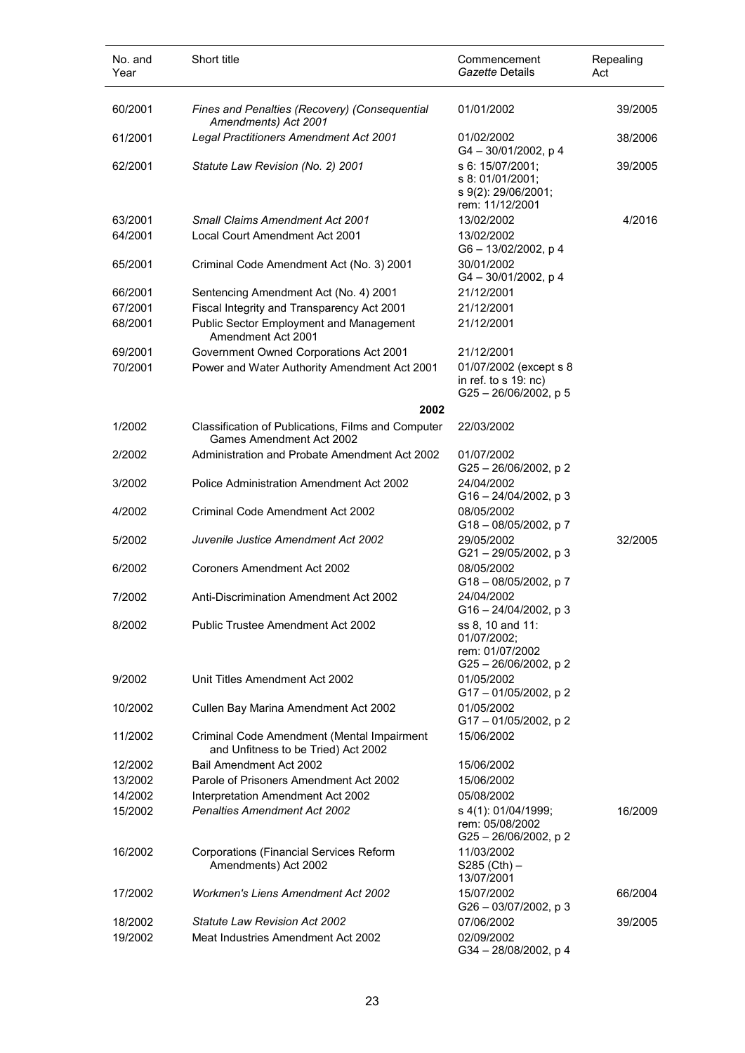| No. and Year | Short title | Commencement *Gazette* Details | Repealing Act |
|---|---|---|---|
| 60/2001 | *Fines and Penalties (Recovery) (Consequential Amendments) Act 2001* | 01/01/2002 | 39/2005 |
| 61/2001 | *Legal Practitioners Amendment Act 2001* | 01/02/2002 G4 – 30/01/2002, p 4 | 38/2006 |
| 62/2001 | *Statute Law Revision (No. 2) 2001* | s 6: 15/07/2001; s 8: 01/01/2001; s 9(2): 29/06/2001; rem: 11/12/2001 | 39/2005 |
| 63/2001 | *Small Claims Amendment Act 2001* | 13/02/2002 | 4/2016 |
| 64/2001 | Local Court Amendment Act 2001 | 13/02/2002 G6 – 13/02/2002, p 4 | |
| 65/2001 | Criminal Code Amendment Act (No. 3) 2001 | 30/01/2002 G4 – 30/01/2002, p 4 | |
| 66/2001 | Sentencing Amendment Act (No. 4) 2001 | 21/12/2001 | |
| 67/2001 | Fiscal Integrity and Transparency Act 2001 | 21/12/2001 | |
| 68/2001 | Public Sector Employment and Management Amendment Act 2001 | 21/12/2001 | |
| 69/2001 | Government Owned Corporations Act 2001 | 21/12/2001 | |
| 70/2001 | Power and Water Authority Amendment Act 2001 | 01/07/2002 (except s 8 in ref. to s 19: nc) G25 – 26/06/2002, p 5 | |
| | **2002** | | |
| 1/2002 | Classification of Publications, Films and Computer Games Amendment Act 2002 | 22/03/2002 | |
| 2/2002 | Administration and Probate Amendment Act 2002 | 01/07/2002 G25 – 26/06/2002, p 2 | |
| 3/2002 | Police Administration Amendment Act 2002 | 24/04/2002 G16 – 24/04/2002, p 3 | |
| 4/2002 | Criminal Code Amendment Act 2002 | 08/05/2002 G18 – 08/05/2002, p 7 | |
| 5/2002 | *Juvenile Justice Amendment Act 2002* | 29/05/2002 G21 – 29/05/2002, p 3 | 32/2005 |
| 6/2002 | Coroners Amendment Act 2002 | 08/05/2002 G18 – 08/05/2002, p 7 | |
| 7/2002 | Anti-Discrimination Amendment Act 2002 | 24/04/2002 G16 – 24/04/2002, p 3 | |
| 8/2002 | Public Trustee Amendment Act 2002 | ss 8, 10 and 11: 01/07/2002; rem: 01/07/2002 G25 – 26/06/2002, p 2 | |
| 9/2002 | Unit Titles Amendment Act 2002 | 01/05/2002 G17 – 01/05/2002, p 2 | |
| 10/2002 | Cullen Bay Marina Amendment Act 2002 | 01/05/2002 G17 – 01/05/2002, p 2 | |
| 11/2002 | Criminal Code Amendment (Mental Impairment and Unfitness to be Tried) Act 2002 | 15/06/2002 | |
| 12/2002 | Bail Amendment Act 2002 | 15/06/2002 | |
| 13/2002 | Parole of Prisoners Amendment Act 2002 | 15/06/2002 | |
| 14/2002 | Interpretation Amendment Act 2002 | 05/08/2002 | |
| 15/2002 | *Penalties Amendment Act 2002* | s 4(1): 01/04/1999; rem: 05/08/2002 G25 – 26/06/2002, p 2 | 16/2009 |
| 16/2002 | Corporations (Financial Services Reform Amendments) Act 2002 | 11/03/2002 S285 (Cth) – 13/07/2001 | |
| 17/2002 | *Workmen's Liens Amendment Act 2002* | 15/07/2002 G26 – 03/07/2002, p 3 | 66/2004 |
| 18/2002 | *Statute Law Revision Act 2002* | 07/06/2002 | 39/2005 |
| 19/2002 | Meat Industries Amendment Act 2002 | 02/09/2002 G34 – 28/08/2002, p 4 | |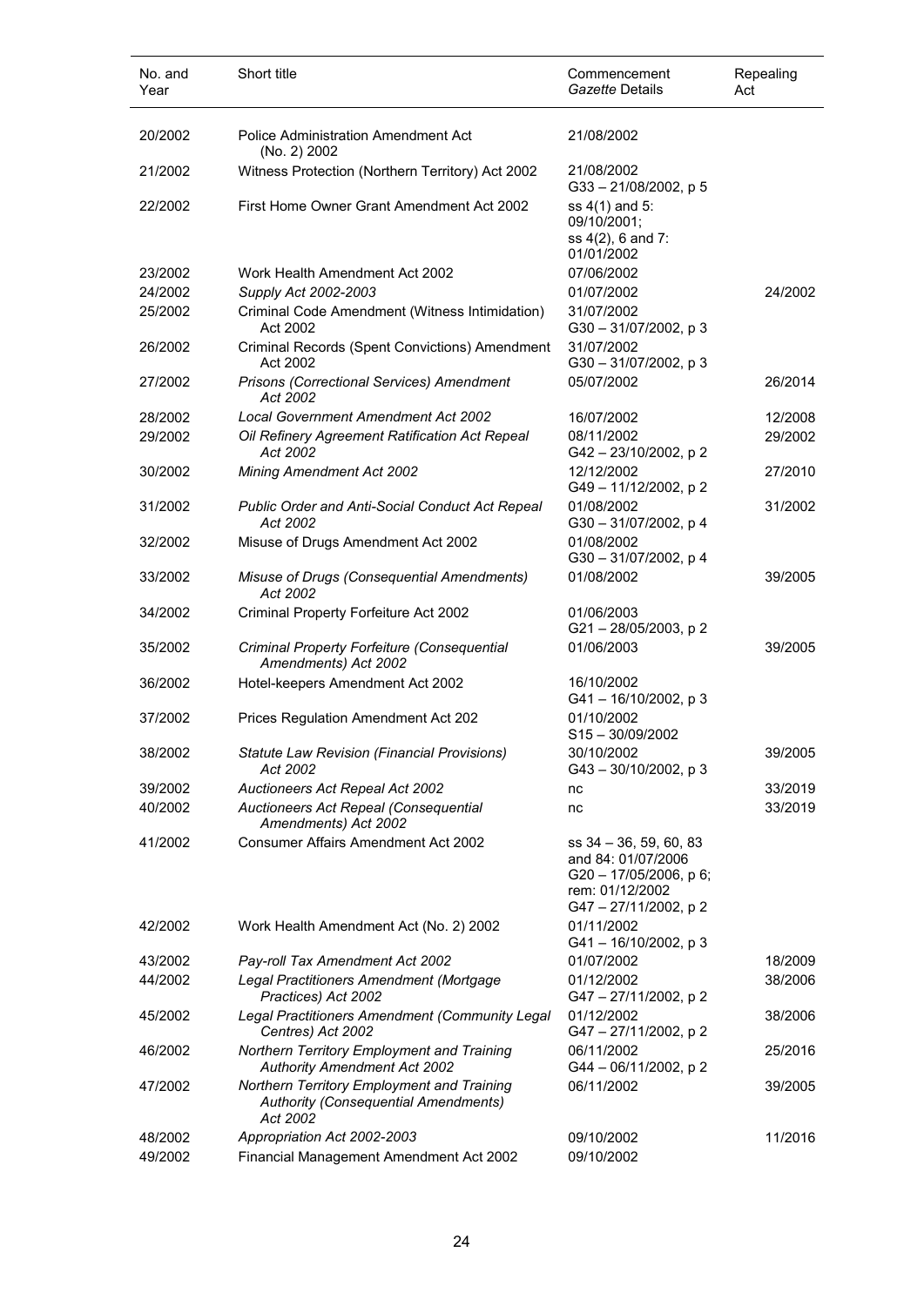| No. and Year | Short title | Commencement *Gazette* Details | Repealing Act |
|---|---|---|---|
| 20/2002 | Police Administration Amendment Act (No. 2) 2002 | 21/08/2002 | |
| 21/2002 | Witness Protection (Northern Territory) Act 2002 | 21/08/2002<br>G33 – 21/08/2002, p 5 | |
| 22/2002 | First Home Owner Grant Amendment Act 2002 | ss 4(1) and 5: 09/10/2001;<br>ss 4(2), 6 and 7: 01/01/2002 | |
| 23/2002 | Work Health Amendment Act 2002 | 07/06/2002 | |
| 24/2002 | *Supply Act 2002-2003* | 01/07/2002 | 24/2002 |
| 25/2002 | Criminal Code Amendment (Witness Intimidation) Act 2002 | 31/07/2002<br>G30 – 31/07/2002, p 3 | |
| 26/2002 | Criminal Records (Spent Convictions) Amendment Act 2002 | 31/07/2002<br>G30 – 31/07/2002, p 3 | |
| 27/2002 | *Prisons (Correctional Services) Amendment Act 2002* | 05/07/2002 | 26/2014 |
| 28/2002 | *Local Government Amendment Act 2002* | 16/07/2002 | 12/2008 |
| 29/2002 | *Oil Refinery Agreement Ratification Act Repeal Act 2002* | 08/11/2002<br>G42 – 23/10/2002, p 2 | 29/2002 |
| 30/2002 | *Mining Amendment Act 2002* | 12/12/2002<br>G49 – 11/12/2002, p 2 | 27/2010 |
| 31/2002 | *Public Order and Anti-Social Conduct Act Repeal Act 2002* | 01/08/2002<br>G30 – 31/07/2002, p 4 | 31/2002 |
| 32/2002 | Misuse of Drugs Amendment Act 2002 | 01/08/2002<br>G30 – 31/07/2002, p 4 | |
| 33/2002 | *Misuse of Drugs (Consequential Amendments) Act 2002* | 01/08/2002 | 39/2005 |
| 34/2002 | Criminal Property Forfeiture Act 2002 | 01/06/2003<br>G21 – 28/05/2003, p 2 | |
| 35/2002 | *Criminal Property Forfeiture (Consequential Amendments) Act 2002* | 01/06/2003 | 39/2005 |
| 36/2002 | Hotel-keepers Amendment Act 2002 | 16/10/2002<br>G41 – 16/10/2002, p 3 | |
| 37/2002 | Prices Regulation Amendment Act 202 | 01/10/2002<br>S15 – 30/09/2002 | |
| 38/2002 | *Statute Law Revision (Financial Provisions) Act 2002* | 30/10/2002<br>G43 – 30/10/2002, p 3 | 39/2005 |
| 39/2002 | *Auctioneers Act Repeal Act 2002* | nc | 33/2019 |
| 40/2002 | *Auctioneers Act Repeal (Consequential Amendments) Act 2002* | nc | 33/2019 |
| 41/2002 | Consumer Affairs Amendment Act 2002 | ss 34 – 36, 59, 60, 83 and 84: 01/07/2006<br>G20 – 17/05/2006, p 6;<br>rem: 01/12/2002<br>G47 – 27/11/2002, p 2 | |
| 42/2002 | Work Health Amendment Act (No. 2) 2002 | 01/11/2002<br>G41 – 16/10/2002, p 3 | |
| 43/2002 | *Pay-roll Tax Amendment Act 2002* | 01/07/2002 | 18/2009 |
| 44/2002 | *Legal Practitioners Amendment (Mortgage Practices) Act 2002* | 01/12/2002<br>G47 – 27/11/2002, p 2 | 38/2006 |
| 45/2002 | *Legal Practitioners Amendment (Community Legal Centres) Act 2002* | 01/12/2002<br>G47 – 27/11/2002, p 2 | 38/2006 |
| 46/2002 | *Northern Territory Employment and Training Authority Amendment Act 2002* | 06/11/2002<br>G44 – 06/11/2002, p 2 | 25/2016 |
| 47/2002 | *Northern Territory Employment and Training Authority (Consequential Amendments) Act 2002* | 06/11/2002 | 39/2005 |
| 48/2002 | *Appropriation Act 2002-2003* | 09/10/2002 | 11/2016 |
| 49/2002 | Financial Management Amendment Act 2002 | 09/10/2002 | |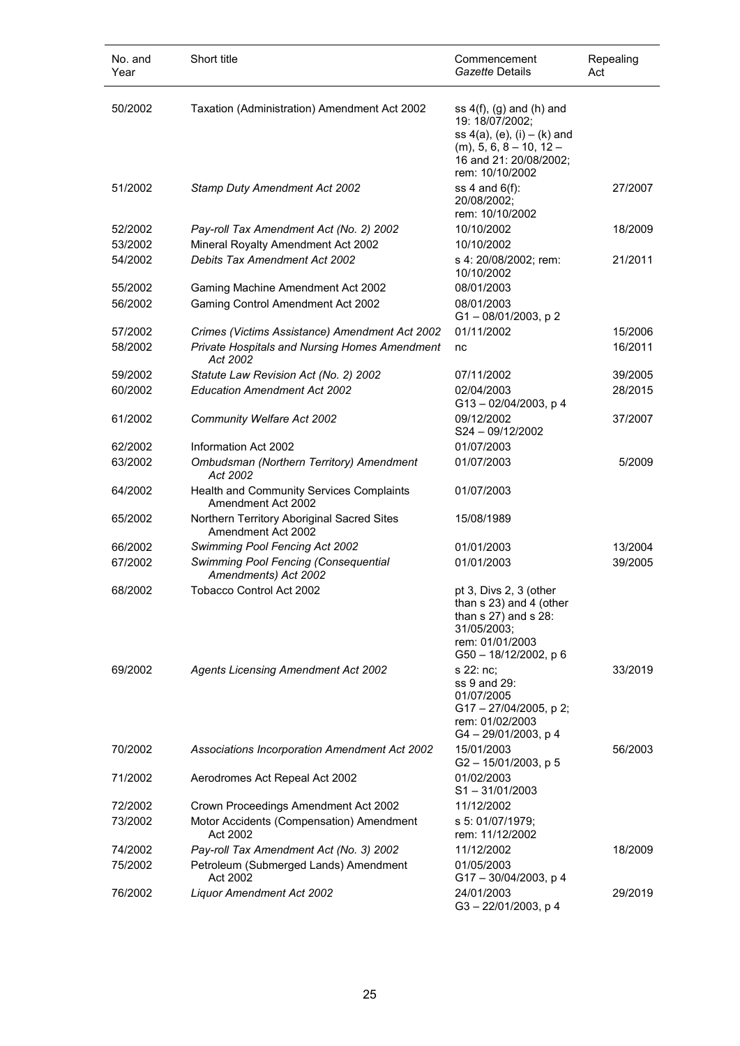| No. and Year | Short title | Commencement *Gazette* Details | Repealing Act |
|---|---|---|---|
| 50/2002 | Taxation (Administration) Amendment Act 2002 | ss 4(f), (g) and (h) and 19: 18/07/2002; ss 4(a), (e), (i) – (k) and (m), 5, 6, 8 – 10, 12 – 16 and 21: 20/08/2002; rem: 10/10/2002 | |
| 51/2002 | *Stamp Duty Amendment Act 2002* | ss 4 and 6(f): 20/08/2002; rem: 10/10/2002 | 27/2007 |
| 52/2002 | *Pay-roll Tax Amendment Act (No. 2) 2002* | 10/10/2002 | 18/2009 |
| 53/2002 | Mineral Royalty Amendment Act 2002 | 10/10/2002 | |
| 54/2002 | *Debits Tax Amendment Act 2002* | s 4: 20/08/2002; rem: 10/10/2002 | 21/2011 |
| 55/2002 | Gaming Machine Amendment Act 2002 | 08/01/2003 | |
| 56/2002 | Gaming Control Amendment Act 2002 | 08/01/2003 G1 – 08/01/2003, p 2 | |
| 57/2002 | *Crimes (Victims Assistance) Amendment Act 2002* | 01/11/2002 | 15/2006 |
| 58/2002 | *Private Hospitals and Nursing Homes Amendment Act 2002* | nc | 16/2011 |
| 59/2002 | *Statute Law Revision Act (No. 2) 2002* | 07/11/2002 | 39/2005 |
| 60/2002 | *Education Amendment Act 2002* | 02/04/2003 G13 – 02/04/2003, p 4 | 28/2015 |
| 61/2002 | *Community Welfare Act 2002* | 09/12/2002 S24 – 09/12/2002 | 37/2007 |
| 62/2002 | Information Act 2002 | 01/07/2003 | |
| 63/2002 | *Ombudsman (Northern Territory) Amendment Act 2002* | 01/07/2003 | 5/2009 |
| 64/2002 | Health and Community Services Complaints Amendment Act 2002 | 01/07/2003 | |
| 65/2002 | Northern Territory Aboriginal Sacred Sites Amendment Act 2002 | 15/08/1989 | |
| 66/2002 | *Swimming Pool Fencing Act 2002* | 01/01/2003 | 13/2004 |
| 67/2002 | *Swimming Pool Fencing (Consequential Amendments) Act 2002* | 01/01/2003 | 39/2005 |
| 68/2002 | Tobacco Control Act 2002 | pt 3, Divs 2, 3 (other than s 23) and 4 (other than s 27) and s 28: 31/05/2003; rem: 01/01/2003 G50 – 18/12/2002, p 6 | |
| 69/2002 | *Agents Licensing Amendment Act 2002* | s 22: nc; ss 9 and 29: 01/07/2005 G17 – 27/04/2005, p 2; rem: 01/02/2003 G4 – 29/01/2003, p 4 | 33/2019 |
| 70/2002 | *Associations Incorporation Amendment Act 2002* | 15/01/2003 G2 – 15/01/2003, p 5 | 56/2003 |
| 71/2002 | Aerodromes Act Repeal Act 2002 | 01/02/2003 S1 – 31/01/2003 | |
| 72/2002 | Crown Proceedings Amendment Act 2002 | 11/12/2002 | |
| 73/2002 | Motor Accidents (Compensation) Amendment Act 2002 | s 5: 01/07/1979; rem: 11/12/2002 | |
| 74/2002 | *Pay-roll Tax Amendment Act (No. 3) 2002* | 11/12/2002 | 18/2009 |
| 75/2002 | Petroleum (Submerged Lands) Amendment Act 2002 | 01/05/2003 G17 – 30/04/2003, p 4 | |
| 76/2002 | *Liquor Amendment Act 2002* | 24/01/2003 G3 – 22/01/2003, p 4 | 29/2019 |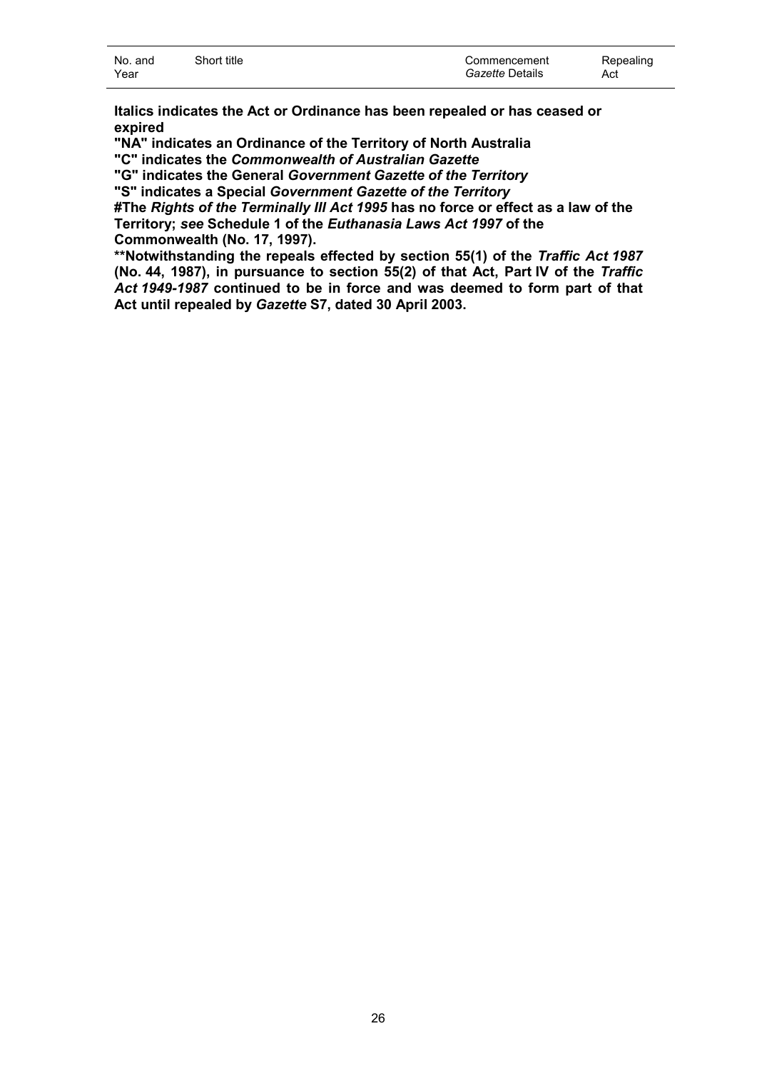| No. and Year | Short title | Commencement *Gazette* Details | Repealing Act |
| --- | --- | --- | --- |

**Italics indicates the Act or Ordinance has been repealed or has ceased or expired**

**"NA" indicates an Ordinance of the Territory of North Australia**

**"C" indicates the *Commonwealth of Australian Gazette***

**"G" indicates the General *Government Gazette of the Territory***

**"S" indicates a Special *Government Gazette of the Territory***

**#The *Rights of the Terminally Ill Act 1995* has no force or effect as a law of the Territory; *see* Schedule 1 of the *Euthanasia Laws Act 1997* of the Commonwealth (No. 17, 1997).**

**\*\*Notwithstanding the repeals effected by section 55(1) of the *Traffic Act 1987* (No. 44, 1987), in pursuance to section 55(2) of that Act, Part IV of the *Traffic Act 1949-1987* continued to be in force and was deemed to form part of that Act until repealed by *Gazette* S7, dated 30 April 2003.**